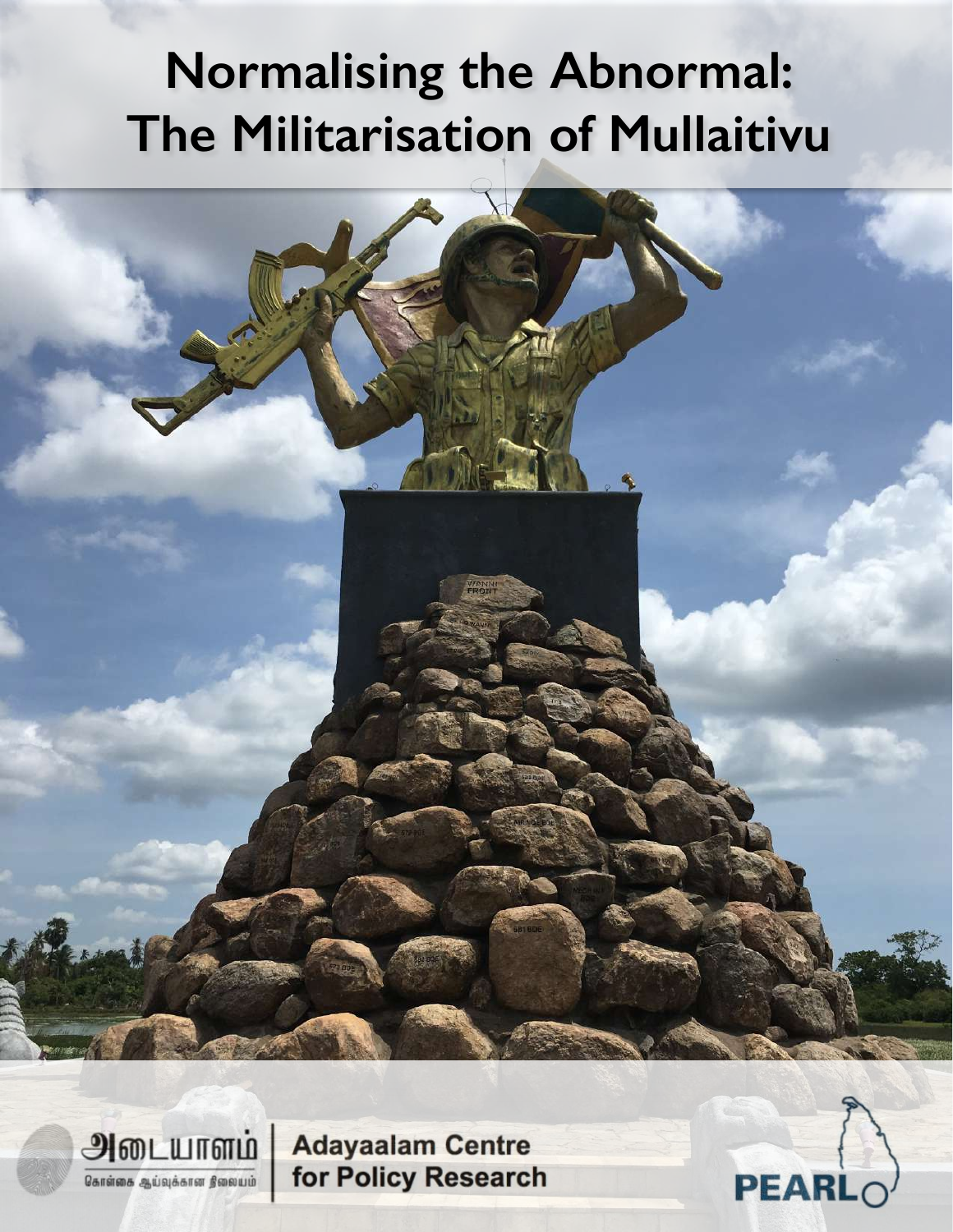# Normalising the Abnormal: The Militarisation of Mullaitivu

அடையாளம்
கொள்கை ஆய்வுக்கான நிலையம்

Adayaalam Centre for Policy Research

PEARL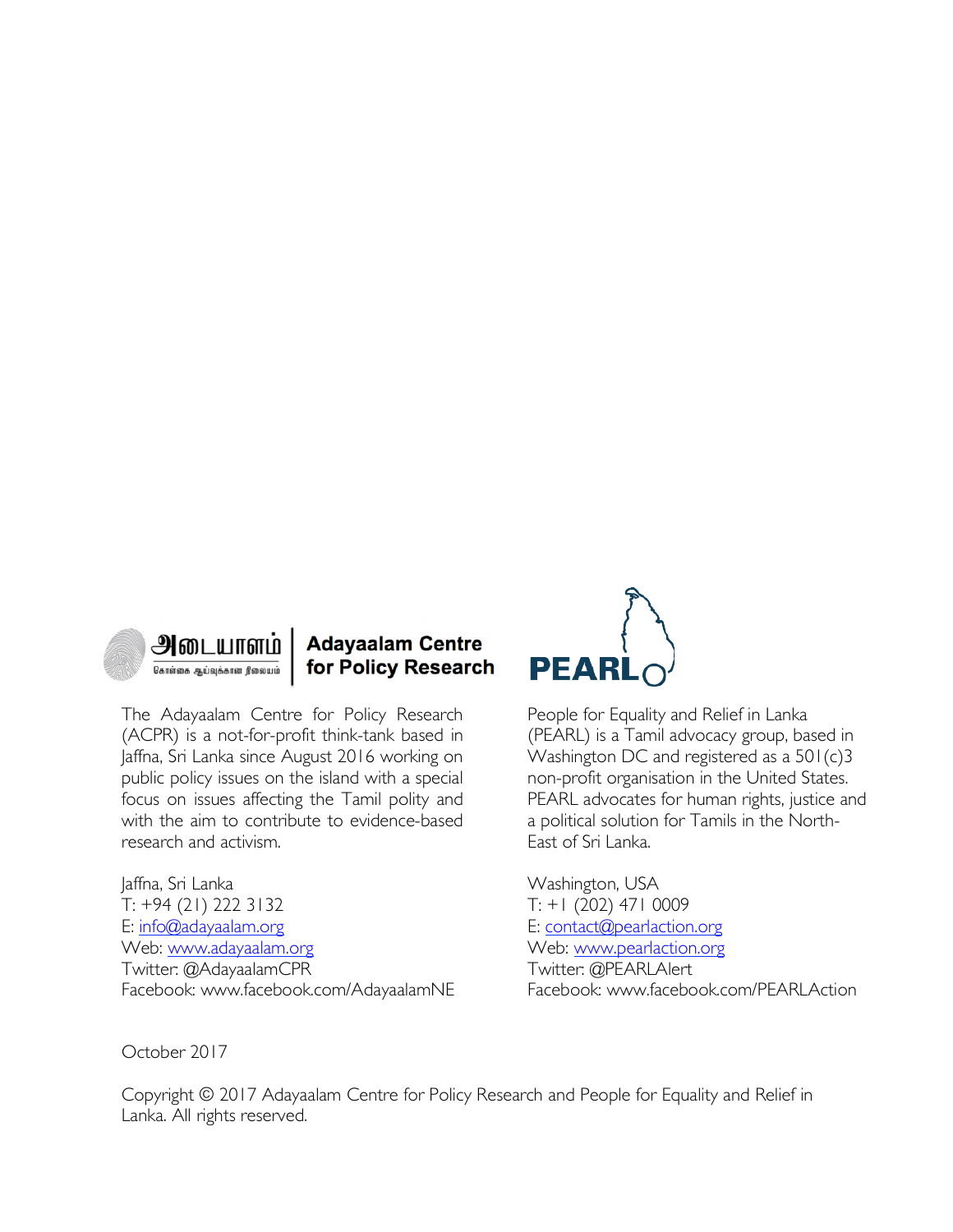அடையாளம் கொள்கை ஆய்வுக்கான நிலையம் | **Adayaalam Centre for Policy Research**

The Adayaalam Centre for Policy Research (ACPR) is a not-for-profit think-tank based in Jaffna, Sri Lanka since August 2016 working on public policy issues on the island with a special focus on issues affecting the Tamil polity and with the aim to contribute to evidence-based research and activism.

Jaffna, Sri Lanka
T: +94 (21) 222 3132
E: info@adayaalam.org
Web: www.adayaalam.org
Twitter: @AdayaalamCPR
Facebook: www.facebook.com/AdayaalamNE

**PEARL**

People for Equality and Relief in Lanka (PEARL) is a Tamil advocacy group, based in Washington DC and registered as a 501(c)3 non-profit organisation in the United States. PEARL advocates for human rights, justice and a political solution for Tamils in the North-East of Sri Lanka.

Washington, USA
T: +1 (202) 471 0009
E: contact@pearlaction.org
Web: www.pearlaction.org
Twitter: @PEARLAlert
Facebook: www.facebook.com/PEARLAction

October 2017

Copyright © 2017 Adayaalam Centre for Policy Research and People for Equality and Relief in Lanka. All rights reserved.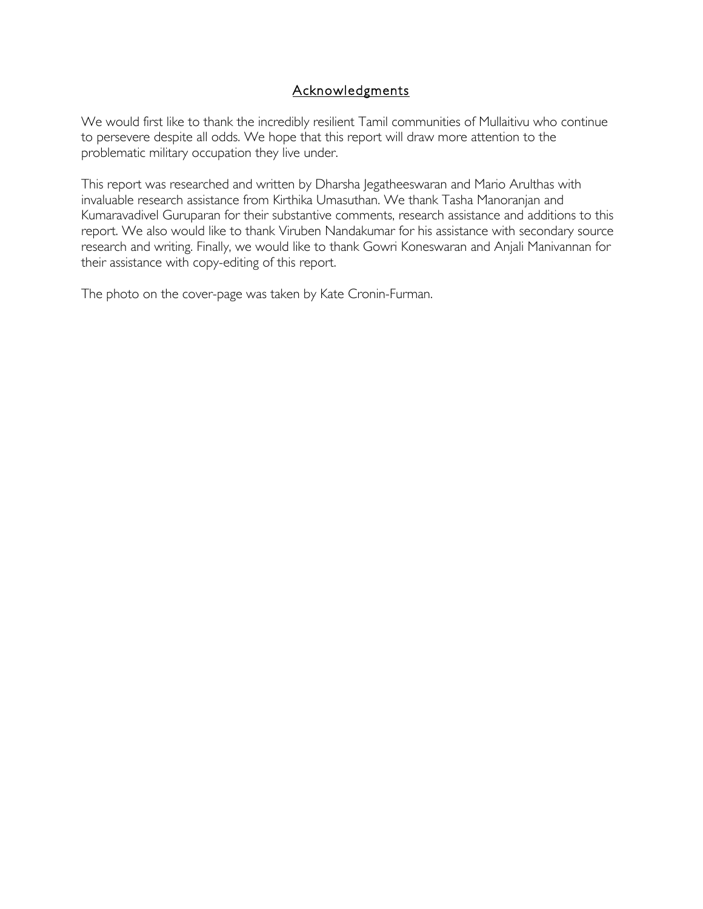## Acknowledgments

We would first like to thank the incredibly resilient Tamil communities of Mullaitivu who continue to persevere despite all odds. We hope that this report will draw more attention to the problematic military occupation they live under.

This report was researched and written by Dharsha Jegatheeswaran and Mario Arulthas with invaluable research assistance from Kirthika Umasuthan. We thank Tasha Manoranjan and Kumaravadivel Guruparan for their substantive comments, research assistance and additions to this report. We also would like to thank Viruben Nandakumar for his assistance with secondary source research and writing. Finally, we would like to thank Gowri Koneswaran and Anjali Manivannan for their assistance with copy-editing of this report.

The photo on the cover-page was taken by Kate Cronin-Furman.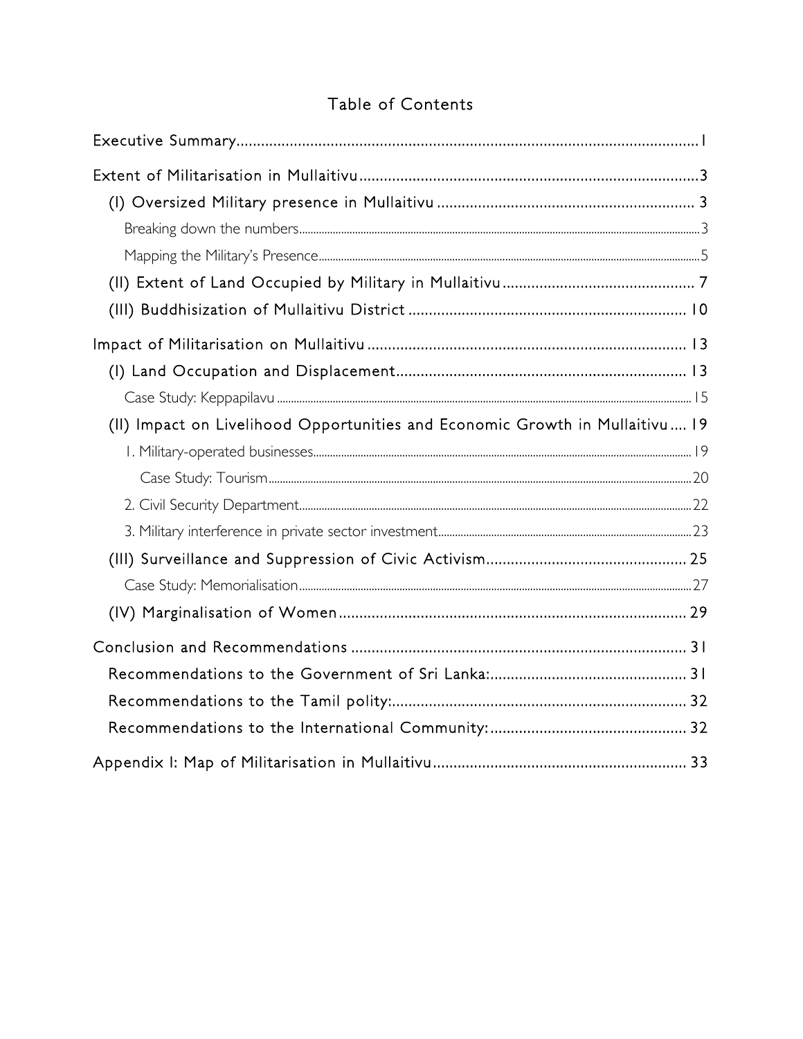# Table of Contents

Executive Summary ........ 1

Extent of Militarisation in Mullaitivu ........ 3

- (I) Oversized Military presence in Mullaitivu ........ 3
  - Breaking down the numbers ........ 3
  - Mapping the Military's Presence ........ 5
- (II) Extent of Land Occupied by Military in Mullaitivu ........ 7
- (III) Buddhisization of Mullaitivu District ........ 10

Impact of Militarisation on Mullaitivu ........ 13

- (I) Land Occupation and Displacement ........ 13
  - Case Study: Keppapilavu ........ 15
- (II) Impact on Livelihood Opportunities and Economic Growth in Mullaitivu ........ 19
  - 1. Military-operated businesses ........ 19
    - Case Study: Tourism ........ 20
  - 2. Civil Security Department ........ 22
  - 3. Military interference in private sector investment ........ 23
- (III) Surveillance and Suppression of Civic Activism ........ 25
  - Case Study: Memorialisation ........ 27
- (IV) Marginalisation of Women ........ 29

Conclusion and Recommendations ........ 31

- Recommendations to the Government of Sri Lanka: ........ 31
- Recommendations to the Tamil polity: ........ 32
- Recommendations to the International Community: ........ 32

Appendix I: Map of Militarisation in Mullaitivu ........ 33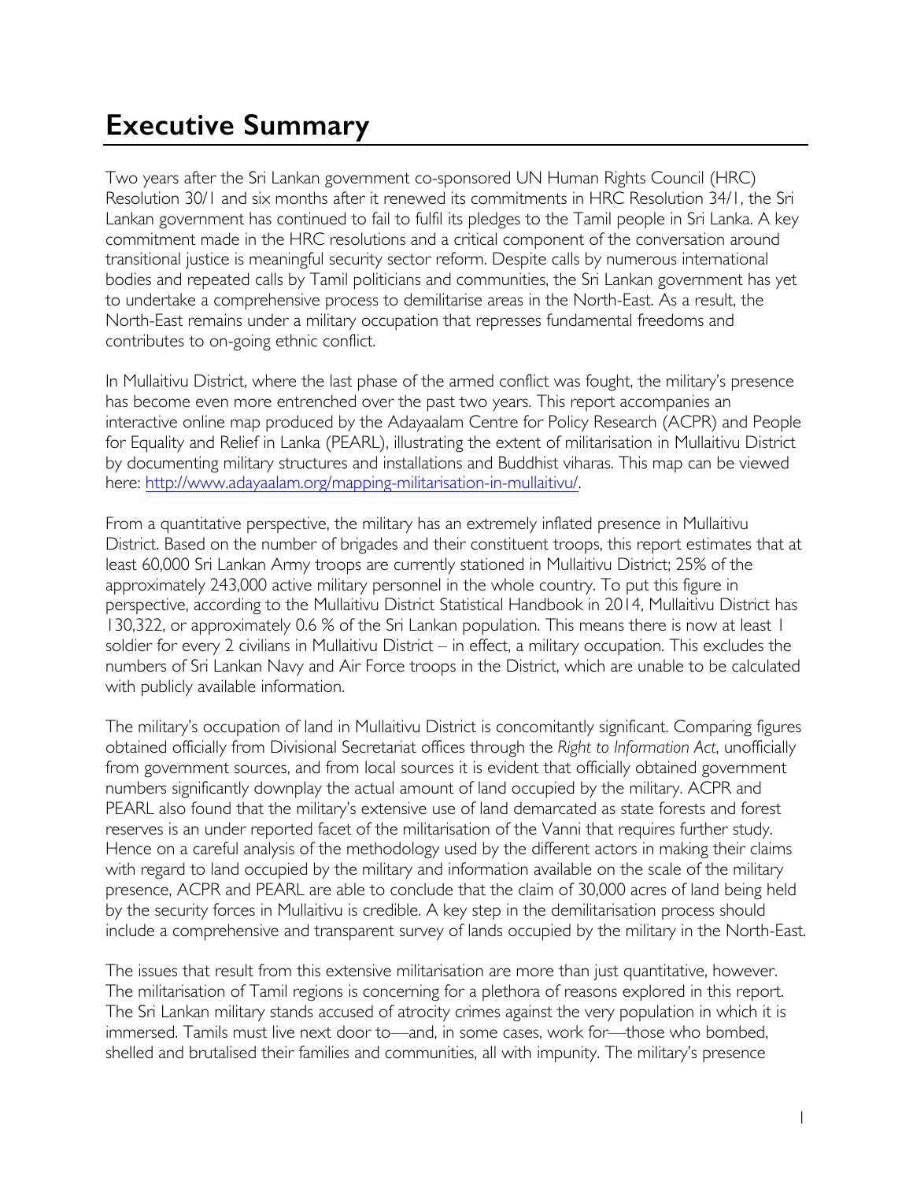# Executive Summary

Two years after the Sri Lankan government co-sponsored UN Human Rights Council (HRC) Resolution 30/1 and six months after it renewed its commitments in HRC Resolution 34/1, the Sri Lankan government has continued to fail to fulfil its pledges to the Tamil people in Sri Lanka. A key commitment made in the HRC resolutions and a critical component of the conversation around transitional justice is meaningful security sector reform. Despite calls by numerous international bodies and repeated calls by Tamil politicians and communities, the Sri Lankan government has yet to undertake a comprehensive process to demilitarise areas in the North-East. As a result, the North-East remains under a military occupation that represses fundamental freedoms and contributes to on-going ethnic conflict.

In Mullaitivu District, where the last phase of the armed conflict was fought, the military's presence has become even more entrenched over the past two years. This report accompanies an interactive online map produced by the Adayaalam Centre for Policy Research (ACPR) and People for Equality and Relief in Lanka (PEARL), illustrating the extent of militarisation in Mullaitivu District by documenting military structures and installations and Buddhist viharas. This map can be viewed here: http://www.adayaalam.org/mapping-militarisation-in-mullaitivu/.

From a quantitative perspective, the military has an extremely inflated presence in Mullaitivu District. Based on the number of brigades and their constituent troops, this report estimates that at least 60,000 Sri Lankan Army troops are currently stationed in Mullaitivu District; 25% of the approximately 243,000 active military personnel in the whole country. To put this figure in perspective, according to the Mullaitivu District Statistical Handbook in 2014, Mullaitivu District has 130,322, or approximately 0.6 % of the Sri Lankan population. This means there is now at least 1 soldier for every 2 civilians in Mullaitivu District – in effect, a military occupation. This excludes the numbers of Sri Lankan Navy and Air Force troops in the District, which are unable to be calculated with publicly available information.

The military's occupation of land in Mullaitivu District is concomitantly significant. Comparing figures obtained officially from Divisional Secretariat offices through the *Right to Information Act*, unofficially from government sources, and from local sources it is evident that officially obtained government numbers significantly downplay the actual amount of land occupied by the military. ACPR and PEARL also found that the military's extensive use of land demarcated as state forests and forest reserves is an under reported facet of the militarisation of the Vanni that requires further study. Hence on a careful analysis of the methodology used by the different actors in making their claims with regard to land occupied by the military and information available on the scale of the military presence, ACPR and PEARL are able to conclude that the claim of 30,000 acres of land being held by the security forces in Mullaitivu is credible. A key step in the demilitarisation process should include a comprehensive and transparent survey of lands occupied by the military in the North-East.

The issues that result from this extensive militarisation are more than just quantitative, however. The militarisation of Tamil regions is concerning for a plethora of reasons explored in this report. The Sri Lankan military stands accused of atrocity crimes against the very population in which it is immersed. Tamils must live next door to—and, in some cases, work for—those who bombed, shelled and brutalised their families and communities, all with impunity. The military's presence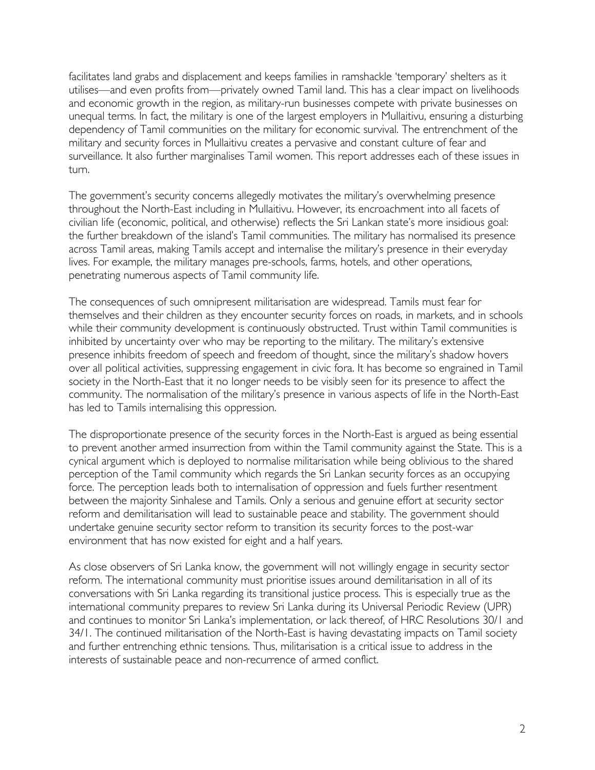facilitates land grabs and displacement and keeps families in ramshackle 'temporary' shelters as it utilises—and even profits from—privately owned Tamil land. This has a clear impact on livelihoods and economic growth in the region, as military-run businesses compete with private businesses on unequal terms. In fact, the military is one of the largest employers in Mullaitivu, ensuring a disturbing dependency of Tamil communities on the military for economic survival. The entrenchment of the military and security forces in Mullaitivu creates a pervasive and constant culture of fear and surveillance. It also further marginalises Tamil women. This report addresses each of these issues in turn.

The government's security concerns allegedly motivates the military's overwhelming presence throughout the North-East including in Mullaitivu. However, its encroachment into all facets of civilian life (economic, political, and otherwise) reflects the Sri Lankan state's more insidious goal: the further breakdown of the island's Tamil communities. The military has normalised its presence across Tamil areas, making Tamils accept and internalise the military's presence in their everyday lives. For example, the military manages pre-schools, farms, hotels, and other operations, penetrating numerous aspects of Tamil community life.

The consequences of such omnipresent militarisation are widespread. Tamils must fear for themselves and their children as they encounter security forces on roads, in markets, and in schools while their community development is continuously obstructed. Trust within Tamil communities is inhibited by uncertainty over who may be reporting to the military. The military's extensive presence inhibits freedom of speech and freedom of thought, since the military's shadow hovers over all political activities, suppressing engagement in civic fora. It has become so engrained in Tamil society in the North-East that it no longer needs to be visibly seen for its presence to affect the community. The normalisation of the military's presence in various aspects of life in the North-East has led to Tamils internalising this oppression.

The disproportionate presence of the security forces in the North-East is argued as being essential to prevent another armed insurrection from within the Tamil community against the State. This is a cynical argument which is deployed to normalise militarisation while being oblivious to the shared perception of the Tamil community which regards the Sri Lankan security forces as an occupying force. The perception leads both to internalisation of oppression and fuels further resentment between the majority Sinhalese and Tamils. Only a serious and genuine effort at security sector reform and demilitarisation will lead to sustainable peace and stability. The government should undertake genuine security sector reform to transition its security forces to the post-war environment that has now existed for eight and a half years.

As close observers of Sri Lanka know, the government will not willingly engage in security sector reform. The international community must prioritise issues around demilitarisation in all of its conversations with Sri Lanka regarding its transitional justice process. This is especially true as the international community prepares to review Sri Lanka during its Universal Periodic Review (UPR) and continues to monitor Sri Lanka's implementation, or lack thereof, of HRC Resolutions 30/1 and 34/1. The continued militarisation of the North-East is having devastating impacts on Tamil society and further entrenching ethnic tensions. Thus, militarisation is a critical issue to address in the interests of sustainable peace and non-recurrence of armed conflict.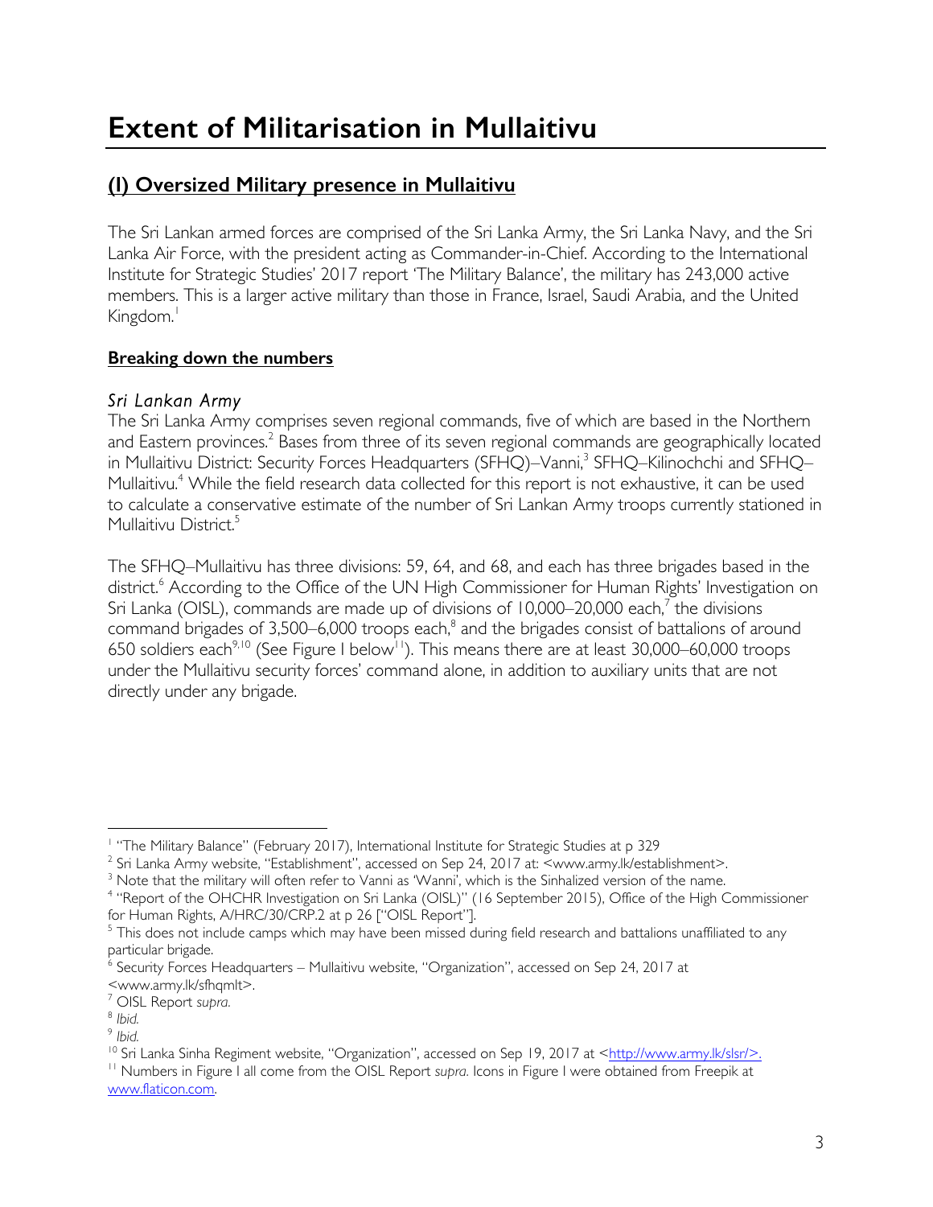# Extent of Militarisation in Mullaitivu

## (I) Oversized Military presence in Mullaitivu

The Sri Lankan armed forces are comprised of the Sri Lanka Army, the Sri Lanka Navy, and the Sri Lanka Air Force, with the president acting as Commander-in-Chief. According to the International Institute for Strategic Studies' 2017 report 'The Military Balance', the military has 243,000 active members. This is a larger active military than those in France, Israel, Saudi Arabia, and the United Kingdom.[1]

### Breaking down the numbers

#### *Sri Lankan Army*

The Sri Lanka Army comprises seven regional commands, five of which are based in the Northern and Eastern provinces.[2] Bases from three of its seven regional commands are geographically located in Mullaitivu District: Security Forces Headquarters (SFHQ)–Vanni,[3] SFHQ–Kilinochchi and SFHQ–Mullaitivu.[4] While the field research data collected for this report is not exhaustive, it can be used to calculate a conservative estimate of the number of Sri Lankan Army troops currently stationed in Mullaitivu District.[5]

The SFHQ–Mullaitivu has three divisions: 59, 64, and 68, and each has three brigades based in the district.[6] According to the Office of the UN High Commissioner for Human Rights' Investigation on Sri Lanka (OISL), commands are made up of divisions of 10,000–20,000 each,[7] the divisions command brigades of 3,500–6,000 troops each,[8] and the brigades consist of battalions of around 650 soldiers each[9,10] (See Figure I below[11]). This means there are at least 30,000–60,000 troops under the Mullaitivu security forces' command alone, in addition to auxiliary units that are not directly under any brigade.

---

[1] "The Military Balance" (February 2017), International Institute for Strategic Studies at p 329

[2] Sri Lanka Army website, "Establishment", accessed on Sep 24, 2017 at: <www.army.lk/establishment>.

[3] Note that the military will often refer to Vanni as 'Wanni', which is the Sinhalized version of the name.

[4] "Report of the OHCHR Investigation on Sri Lanka (OISL)" (16 September 2015), Office of the High Commissioner for Human Rights, A/HRC/30/CRP.2 at p 26 ["OISL Report"].

[5] This does not include camps which may have been missed during field research and battalions unaffiliated to any particular brigade.

[6] Security Forces Headquarters – Mullaitivu website, "Organization", accessed on Sep 24, 2017 at <www.army.lk/sfhqmlt>.

[7] OISL Report *supra.*

[8] *Ibid.*

[9] *Ibid.*

[10] Sri Lanka Sinha Regiment website, "Organization", accessed on Sep 19, 2017 at <http://www.army.lk/slsr/>.

[11] Numbers in Figure I all come from the OISL Report *supra.* Icons in Figure I were obtained from Freepik at www.flaticon.com.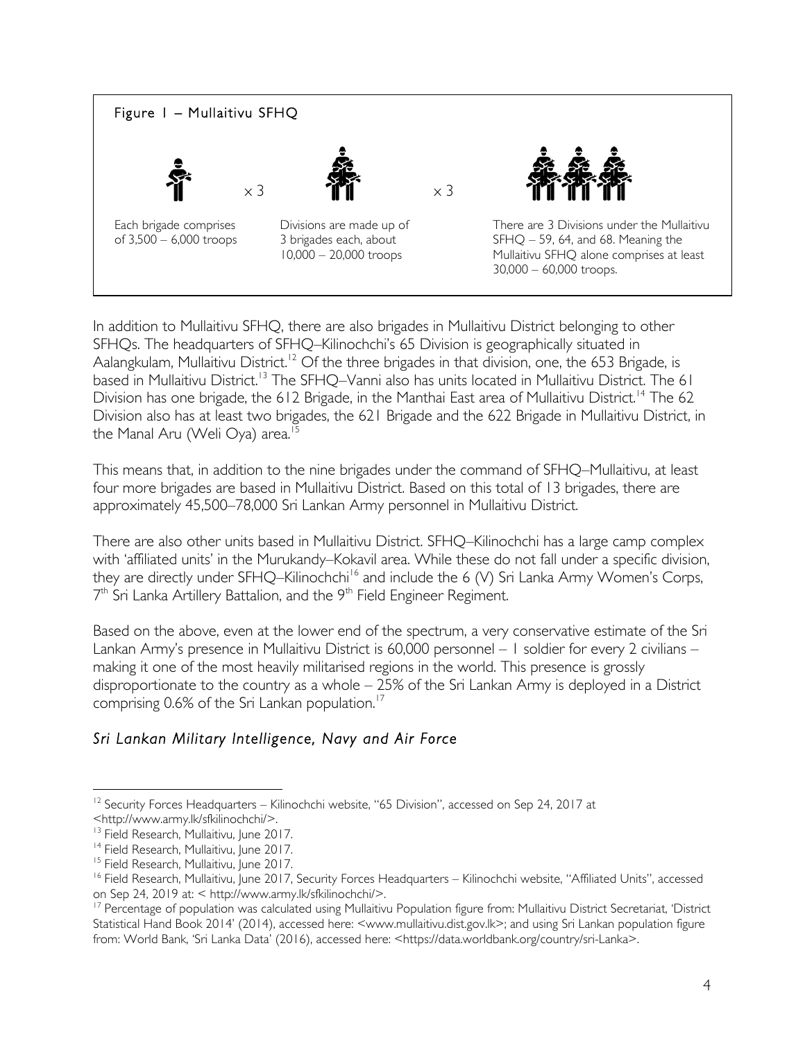**Figure 1 – Mullaitivu SFHQ**

Each brigade comprises of 3,500 – 6,000 troops

× 3

Divisions are made up of 3 brigades each, about 10,000 – 20,000 troops

× 3

There are 3 Divisions under the Mullaitivu SFHQ – 59, 64, and 68. Meaning the Mullaitivu SFHQ alone comprises at least 30,000 – 60,000 troops.

In addition to Mullaitivu SFHQ, there are also brigades in Mullaitivu District belonging to other SFHQs. The headquarters of SFHQ–Kilinochchi's 65 Division is geographically situated in Aalangkulam, Mullaitivu District.[12] Of the three brigades in that division, one, the 653 Brigade, is based in Mullaitivu District.[13] The SFHQ–Vanni also has units located in Mullaitivu District. The 61 Division has one brigade, the 612 Brigade, in the Manthai East area of Mullaitivu District.[14] The 62 Division also has at least two brigades, the 621 Brigade and the 622 Brigade in Mullaitivu District, in the Manal Aru (Weli Oya) area.[15]

This means that, in addition to the nine brigades under the command of SFHQ–Mullaitivu, at least four more brigades are based in Mullaitivu District. Based on this total of 13 brigades, there are approximately 45,500–78,000 Sri Lankan Army personnel in Mullaitivu District.

There are also other units based in Mullaitivu District. SFHQ–Kilinochchi has a large camp complex with 'affiliated units' in the Murukandy–Kokavil area. While these do not fall under a specific division, they are directly under SFHQ–Kilinochchi[16] and include the 6 (V) Sri Lanka Army Women's Corps, 7th Sri Lanka Artillery Battalion, and the 9th Field Engineer Regiment.

Based on the above, even at the lower end of the spectrum, a very conservative estimate of the Sri Lankan Army's presence in Mullaitivu District is 60,000 personnel – 1 soldier for every 2 civilians – making it one of the most heavily militarised regions in the world. This presence is grossly disproportionate to the country as a whole – 25% of the Sri Lankan Army is deployed in a District comprising 0.6% of the Sri Lankan population.[17]

### *Sri Lankan Military Intelligence, Navy and Air Force*

---

[12] Security Forces Headquarters – Kilinochchi website, "65 Division", accessed on Sep 24, 2017 at <http://www.army.lk/sfkilinochchi/>.

[13] Field Research, Mullaitivu, June 2017.

[14] Field Research, Mullaitivu, June 2017.

[15] Field Research, Mullaitivu, June 2017.

[16] Field Research, Mullaitivu, June 2017, Security Forces Headquarters – Kilinochchi website, "Affiliated Units", accessed on Sep 24, 2019 at: < http://www.army.lk/sfkilinochchi/>.

[17] Percentage of population was calculated using Mullaitivu Population figure from: Mullaitivu District Secretariat, 'District Statistical Hand Book 2014' (2014), accessed here: <www.mullaitivu.dist.gov.lk>; and using Sri Lankan population figure from: World Bank, 'Sri Lanka Data' (2016), accessed here: <https://data.worldbank.org/country/sri-Lanka>.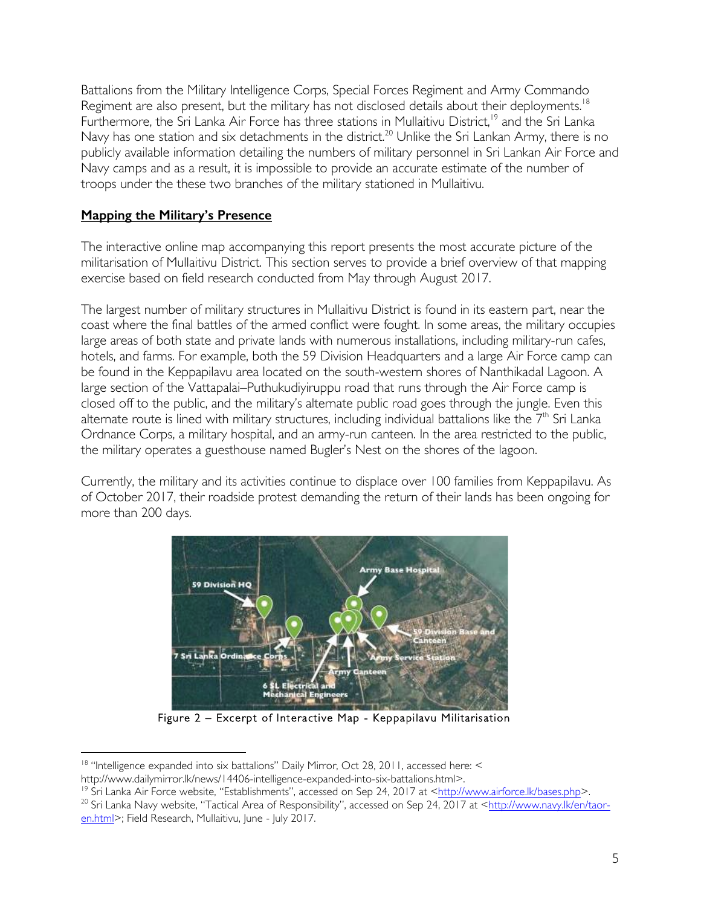Battalions from the Military Intelligence Corps, Special Forces Regiment and Army Commando Regiment are also present, but the military has not disclosed details about their deployments.[18] Furthermore, the Sri Lanka Air Force has three stations in Mullaitivu District,[19] and the Sri Lanka Navy has one station and six detachments in the district.[20] Unlike the Sri Lankan Army, there is no publicly available information detailing the numbers of military personnel in Sri Lankan Air Force and Navy camps and as a result, it is impossible to provide an accurate estimate of the number of troops under the these two branches of the military stationed in Mullaitivu.

## Mapping the Military's Presence

The interactive online map accompanying this report presents the most accurate picture of the militarisation of Mullaitivu District. This section serves to provide a brief overview of that mapping exercise based on field research conducted from May through August 2017.

The largest number of military structures in Mullaitivu District is found in its eastern part, near the coast where the final battles of the armed conflict were fought. In some areas, the military occupies large areas of both state and private lands with numerous installations, including military-run cafes, hotels, and farms. For example, both the 59 Division Headquarters and a large Air Force camp can be found in the Keppapilavu area located on the south-western shores of Nanthikadal Lagoon. A large section of the Vattapalai–Puthukudiyiruppu road that runs through the Air Force camp is closed off to the public, and the military's alternate public road goes through the jungle. Even this alternate route is lined with military structures, including individual battalions like the 7th Sri Lanka Ordnance Corps, a military hospital, and an army-run canteen. In the area restricted to the public, the military operates a guesthouse named Bugler's Nest on the shores of the lagoon.

Currently, the military and its activities continue to displace over 100 families from Keppapilavu. As of October 2017, their roadside protest demanding the return of their lands has been ongoing for more than 200 days.

Figure 2 – Excerpt of Interactive Map - Keppapilavu Militarisation

---

[18] "Intelligence expanded into six battalions" Daily Mirror, Oct 28, 2011, accessed here: < http://www.dailymirror.lk/news/14406-intelligence-expanded-into-six-battalions.html>.

[19] Sri Lanka Air Force website, "Establishments", accessed on Sep 24, 2017 at <http://www.airforce.lk/bases.php>.

[20] Sri Lanka Navy website, "Tactical Area of Responsibility", accessed on Sep 24, 2017 at <http://www.navy.lk/en/taor-en.html>; Field Research, Mullaitivu, June - July 2017.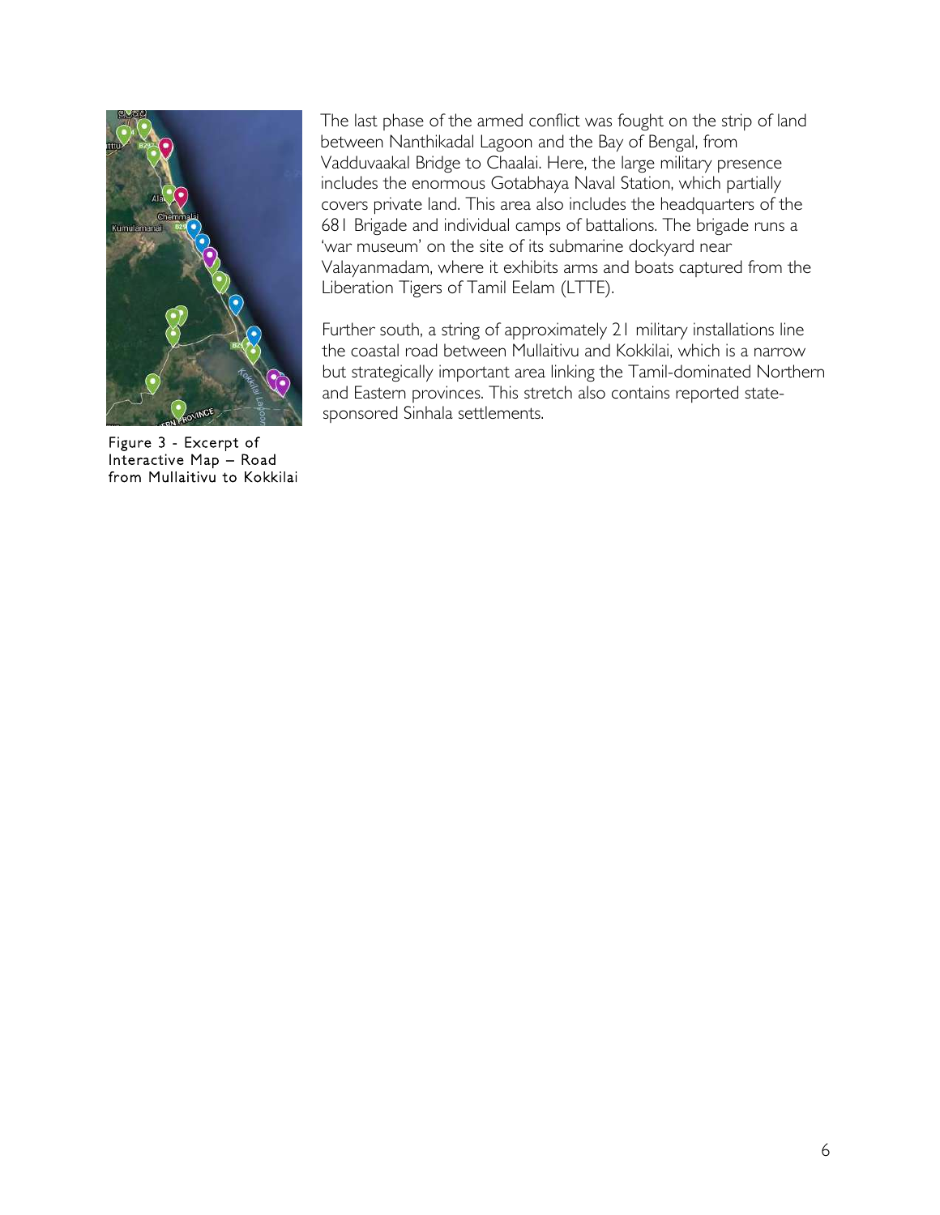The last phase of the armed conflict was fought on the strip of land between Nanthikadal Lagoon and the Bay of Bengal, from Vadduvaakal Bridge to Chaalai. Here, the large military presence includes the enormous Gotabhaya Naval Station, which partially covers private land. This area also includes the headquarters of the 681 Brigade and individual camps of battalions. The brigade runs a 'war museum' on the site of its submarine dockyard near Valayanmadam, where it exhibits arms and boats captured from the Liberation Tigers of Tamil Eelam (LTTE).

Further south, a string of approximately 21 military installations line the coastal road between Mullaitivu and Kokkilai, which is a narrow but strategically important area linking the Tamil-dominated Northern and Eastern provinces. This stretch also contains reported state-sponsored Sinhala settlements.

Figure 3 - Excerpt of Interactive Map – Road from Mullaitivu to Kokkilai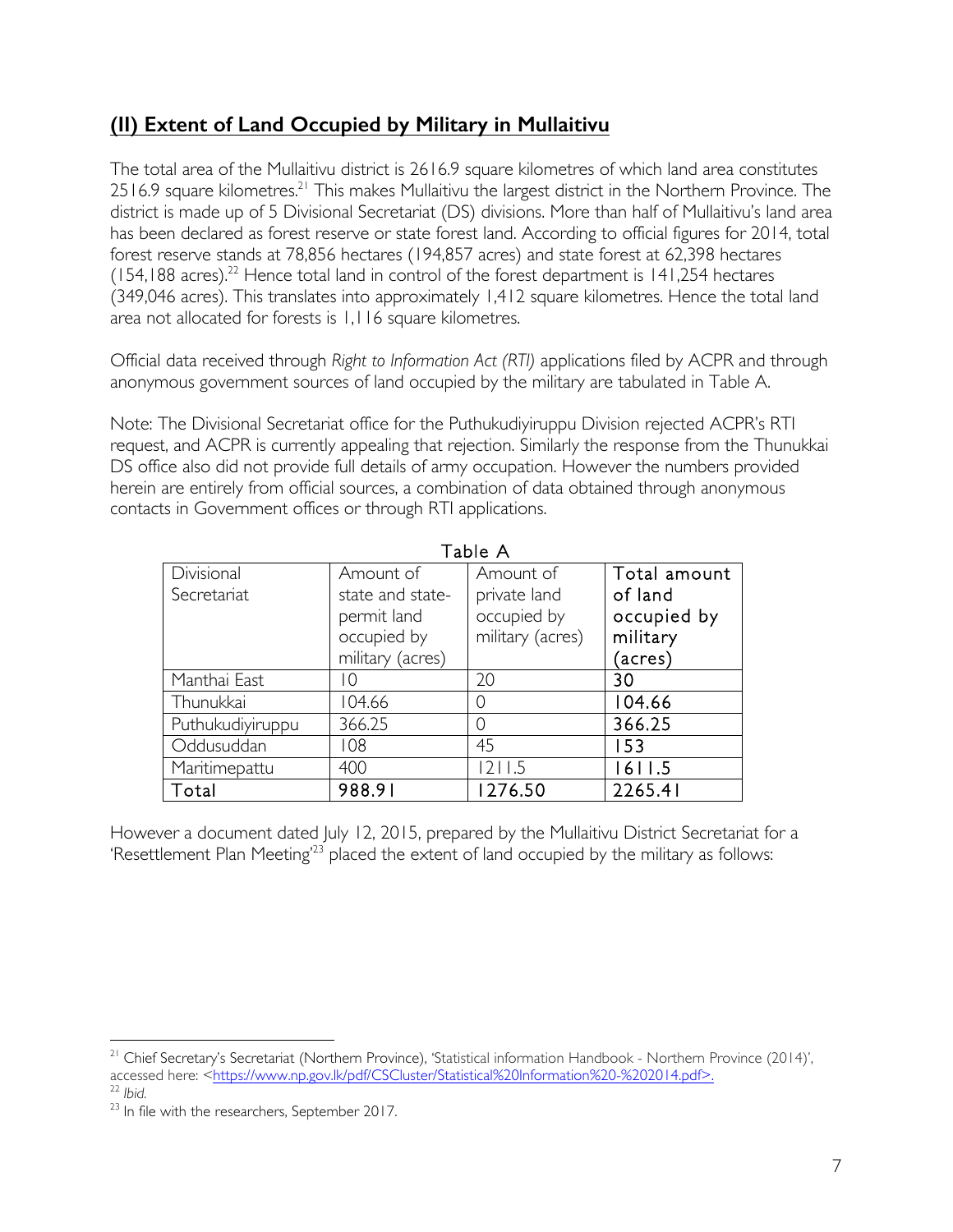## (II) Extent of Land Occupied by Military in Mullaitivu

The total area of the Mullaitivu district is 2616.9 square kilometres of which land area constitutes 2516.9 square kilometres.[21] This makes Mullaitivu the largest district in the Northern Province. The district is made up of 5 Divisional Secretariat (DS) divisions. More than half of Mullaitivu's land area has been declared as forest reserve or state forest land. According to official figures for 2014, total forest reserve stands at 78,856 hectares (194,857 acres) and state forest at 62,398 hectares (154,188 acres).[22] Hence total land in control of the forest department is 141,254 hectares (349,046 acres). This translates into approximately 1,412 square kilometres. Hence the total land area not allocated for forests is 1,116 square kilometres.

Official data received through *Right to Information Act (RTI)* applications filed by ACPR and through anonymous government sources of land occupied by the military are tabulated in Table A.

Note: The Divisional Secretariat office for the Puthukudiyiruppu Division rejected ACPR's RTI request, and ACPR is currently appealing that rejection. Similarly the response from the Thunukkai DS office also did not provide full details of army occupation. However the numbers provided herein are entirely from official sources, a combination of data obtained through anonymous contacts in Government offices or through RTI applications.

Table A

| Divisional Secretariat | Amount of state and state-permit land occupied by military (acres) | Amount of private land occupied by military (acres) | Total amount of land occupied by military (acres) |
|---|---|---|---|
| Manthai East | 10 | 20 | 30 |
| Thunukkai | 104.66 | 0 | 104.66 |
| Puthukudiyiruppu | 366.25 | 0 | 366.25 |
| Oddusuddan | 108 | 45 | 153 |
| Maritimepattu | 400 | 1211.5 | 1611.5 |
| Total | 988.91 | 1276.50 | 2265.41 |

However a document dated July 12, 2015, prepared by the Mullaitivu District Secretariat for a 'Resettlement Plan Meeting'[23] placed the extent of land occupied by the military as follows:

---

[21] Chief Secretary's Secretariat (Northern Province), 'Statistical information Handbook - Northern Province (2014)', accessed here: <https://www.np.gov.lk/pdf/CSCluster/Statistical%20Information%20-%202014.pdf>.

[22] *Ibid.*

[23] In file with the researchers, September 2017.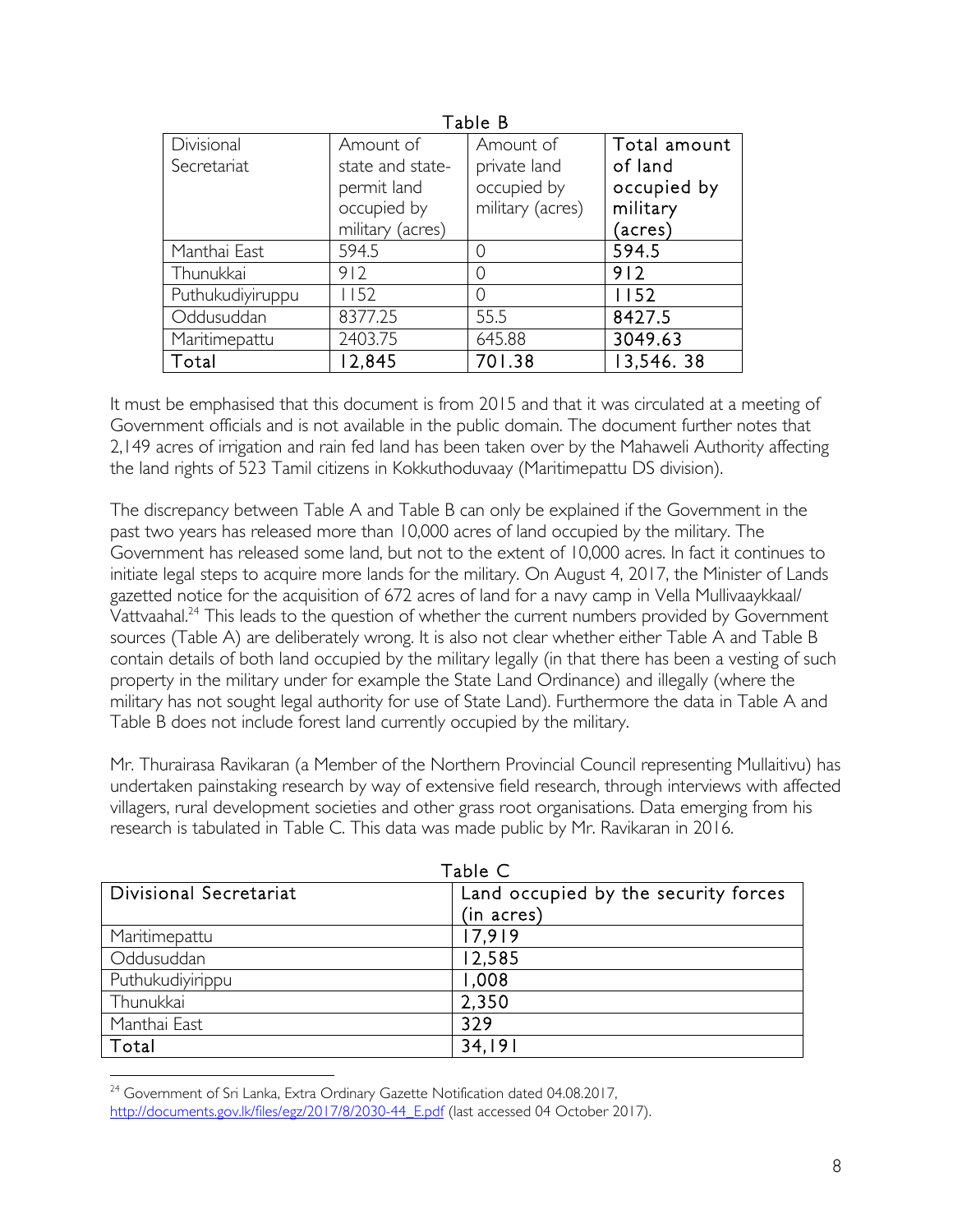Table B

| Divisional Secretariat | Amount of state and state-permit land occupied by military (acres) | Amount of private land occupied by military (acres) | Total amount of land occupied by military (acres) |
|---|---|---|---|
| Manthai East | 594.5 | 0 | 594.5 |
| Thunukkai | 912 | 0 | 912 |
| Puthukudiyiruppu | 1152 | 0 | 1152 |
| Oddusuddan | 8377.25 | 55.5 | 8427.5 |
| Maritimepattu | 2403.75 | 645.88 | 3049.63 |
| Total | 12,845 | 701.38 | 13,546. 38 |

It must be emphasised that this document is from 2015 and that it was circulated at a meeting of Government officials and is not available in the public domain. The document further notes that 2,149 acres of irrigation and rain fed land has been taken over by the Mahaweli Authority affecting the land rights of 523 Tamil citizens in Kokkuthoduvaay (Maritimepattu DS division).

The discrepancy between Table A and Table B can only be explained if the Government in the past two years has released more than 10,000 acres of land occupied by the military. The Government has released some land, but not to the extent of 10,000 acres. In fact it continues to initiate legal steps to acquire more lands for the military. On August 4, 2017, the Minister of Lands gazetted notice for the acquisition of 672 acres of land for a navy camp in Vella Mullivaaykkaal/ Vattvaahal.[24] This leads to the question of whether the current numbers provided by Government sources (Table A) are deliberately wrong. It is also not clear whether either Table A and Table B contain details of both land occupied by the military legally (in that there has been a vesting of such property in the military under for example the State Land Ordinance) and illegally (where the military has not sought legal authority for use of State Land). Furthermore the data in Table A and Table B does not include forest land currently occupied by the military.

Mr. Thurairasa Ravikaran (a Member of the Northern Provincial Council representing Mullaitivu) has undertaken painstaking research by way of extensive field research, through interviews with affected villagers, rural development societies and other grass root organisations. Data emerging from his research is tabulated in Table C. This data was made public by Mr. Ravikaran in 2016.

Table C

| Divisional Secretariat | Land occupied by the security forces (in acres) |
|---|---|
| Maritimepattu | 17,919 |
| Oddusuddan | 12,585 |
| Puthukudiyirippu | 1,008 |
| Thunukkai | 2,350 |
| Manthai East | 329 |
| Total | 34,191 |

[24] Government of Sri Lanka, Extra Ordinary Gazette Notification dated 04.08.2017, http://documents.gov.lk/files/egz/2017/8/2030-44_E.pdf (last accessed 04 October 2017).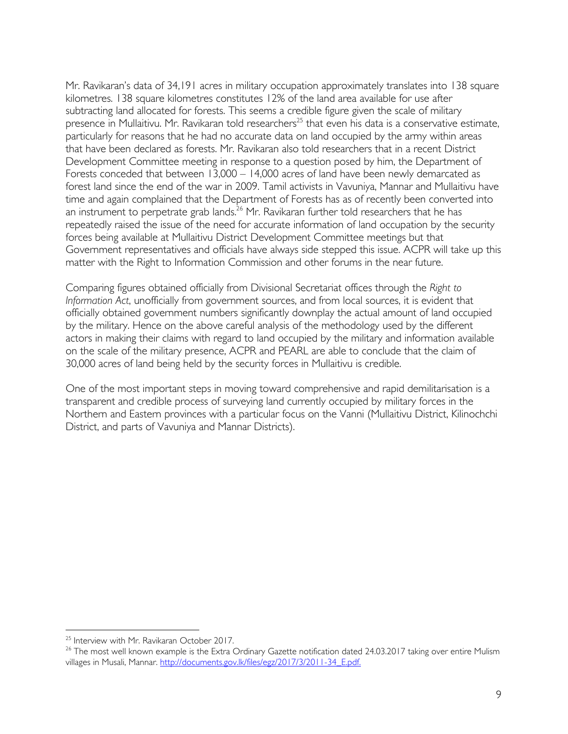Mr. Ravikaran's data of 34,191 acres in military occupation approximately translates into 138 square kilometres. 138 square kilometres constitutes 12% of the land area available for use after subtracting land allocated for forests. This seems a credible figure given the scale of military presence in Mullaitivu. Mr. Ravikaran told researchers[25] that even his data is a conservative estimate, particularly for reasons that he had no accurate data on land occupied by the army within areas that have been declared as forests. Mr. Ravikaran also told researchers that in a recent District Development Committee meeting in response to a question posed by him, the Department of Forests conceded that between 13,000 – 14,000 acres of land have been newly demarcated as forest land since the end of the war in 2009. Tamil activists in Vavuniya, Mannar and Mullaitivu have time and again complained that the Department of Forests has as of recently been converted into an instrument to perpetrate grab lands.[26] Mr. Ravikaran further told researchers that he has repeatedly raised the issue of the need for accurate information of land occupation by the security forces being available at Mullaitivu District Development Committee meetings but that Government representatives and officials have always side stepped this issue. ACPR will take up this matter with the Right to Information Commission and other forums in the near future.

Comparing figures obtained officially from Divisional Secretariat offices through the *Right to Information Act*, unofficially from government sources, and from local sources, it is evident that officially obtained government numbers significantly downplay the actual amount of land occupied by the military. Hence on the above careful analysis of the methodology used by the different actors in making their claims with regard to land occupied by the military and information available on the scale of the military presence, ACPR and PEARL are able to conclude that the claim of 30,000 acres of land being held by the security forces in Mullaitivu is credible.

One of the most important steps in moving toward comprehensive and rapid demilitarisation is a transparent and credible process of surveying land currently occupied by military forces in the Northern and Eastern provinces with a particular focus on the Vanni (Mullaitivu District, Kilinochchi District, and parts of Vavuniya and Mannar Districts).

---

[25] Interview with Mr. Ravikaran October 2017.

[26] The most well known example is the Extra Ordinary Gazette notification dated 24.03.2017 taking over entire Mulism villages in Musali, Mannar. http://documents.gov.lk/files/egz/2017/3/2011-34_E.pdf.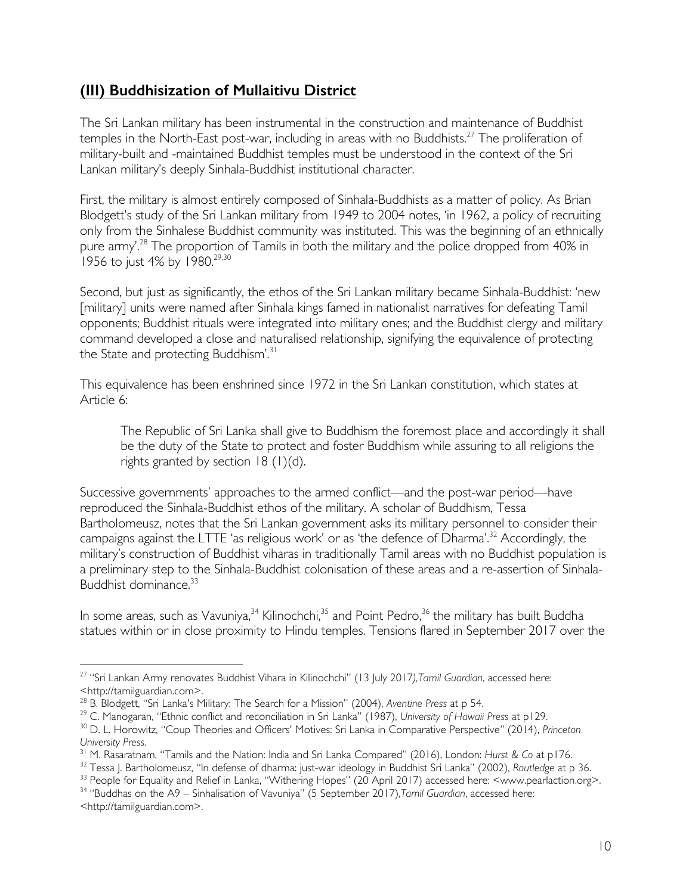## **(III) Buddhisization of Mullaitivu District**

The Sri Lankan military has been instrumental in the construction and maintenance of Buddhist temples in the North-East post-war, including in areas with no Buddhists.[27] The proliferation of military-built and -maintained Buddhist temples must be understood in the context of the Sri Lankan military's deeply Sinhala-Buddhist institutional character.

First, the military is almost entirely composed of Sinhala-Buddhists as a matter of policy. As Brian Blodgett's study of the Sri Lankan military from 1949 to 2004 notes, 'in 1962, a policy of recruiting only from the Sinhalese Buddhist community was instituted. This was the beginning of an ethnically pure army'.[28] The proportion of Tamils in both the military and the police dropped from 40% in 1956 to just 4% by 1980.[29,30]

Second, but just as significantly, the ethos of the Sri Lankan military became Sinhala-Buddhist: 'new [military] units were named after Sinhala kings famed in nationalist narratives for defeating Tamil opponents; Buddhist rituals were integrated into military ones; and the Buddhist clergy and military command developed a close and naturalised relationship, signifying the equivalence of protecting the State and protecting Buddhism'.[31]

This equivalence has been enshrined since 1972 in the Sri Lankan constitution, which states at Article 6:

> The Republic of Sri Lanka shall give to Buddhism the foremost place and accordingly it shall be the duty of the State to protect and foster Buddhism while assuring to all religions the rights granted by section 18 (1)(d).

Successive governments' approaches to the armed conflict—and the post-war period—have reproduced the Sinhala-Buddhist ethos of the military. A scholar of Buddhism, Tessa Bartholomeusz, notes that the Sri Lankan government asks its military personnel to consider their campaigns against the LTTE 'as religious work' or as 'the defence of Dharma'.[32] Accordingly, the military's construction of Buddhist viharas in traditionally Tamil areas with no Buddhist population is a preliminary step to the Sinhala-Buddhist colonisation of these areas and a re-assertion of Sinhala-Buddhist dominance.[33]

In some areas, such as Vavuniya,[34] Kilinochchi,[35] and Point Pedro,[36] the military has built Buddha statues within or in close proximity to Hindu temples. Tensions flared in September 2017 over the

---

[27] "Sri Lankan Army renovates Buddhist Vihara in Kilinochchi" (13 July 2017),*Tamil Guardian*, accessed here: <http://tamilguardian.com>.

[28] B. Blodgett, "Sri Lanka's Military: The Search for a Mission" (2004), *Aventine Press* at p 54.

[29] C. Manogaran, "Ethnic conflict and reconciliation in Sri Lanka" (1987), *University of Hawaii Press* at p129.

[30] D. L. Horowitz, "Coup Theories and Officers' Motives: Sri Lanka in Comparative Perspective" (2014), *Princeton University Press.*

[31] M. Rasaratnam, "Tamils and the Nation: India and Sri Lanka Compared" (2016), London: *Hurst & Co* at p176.

[32] Tessa J. Bartholomeusz, "In defense of dharma: just-war ideology in Buddhist Sri Lanka" (2002), *Routledge* at p 36.

[33] People for Equality and Relief in Lanka, "Withering Hopes" (20 April 2017) accessed here: <www.pearlaction.org>.

[34] "Buddhas on the A9 – Sinhalisation of Vavuniya" (5 September 2017),*Tamil Guardian*, accessed here: <http://tamilguardian.com>.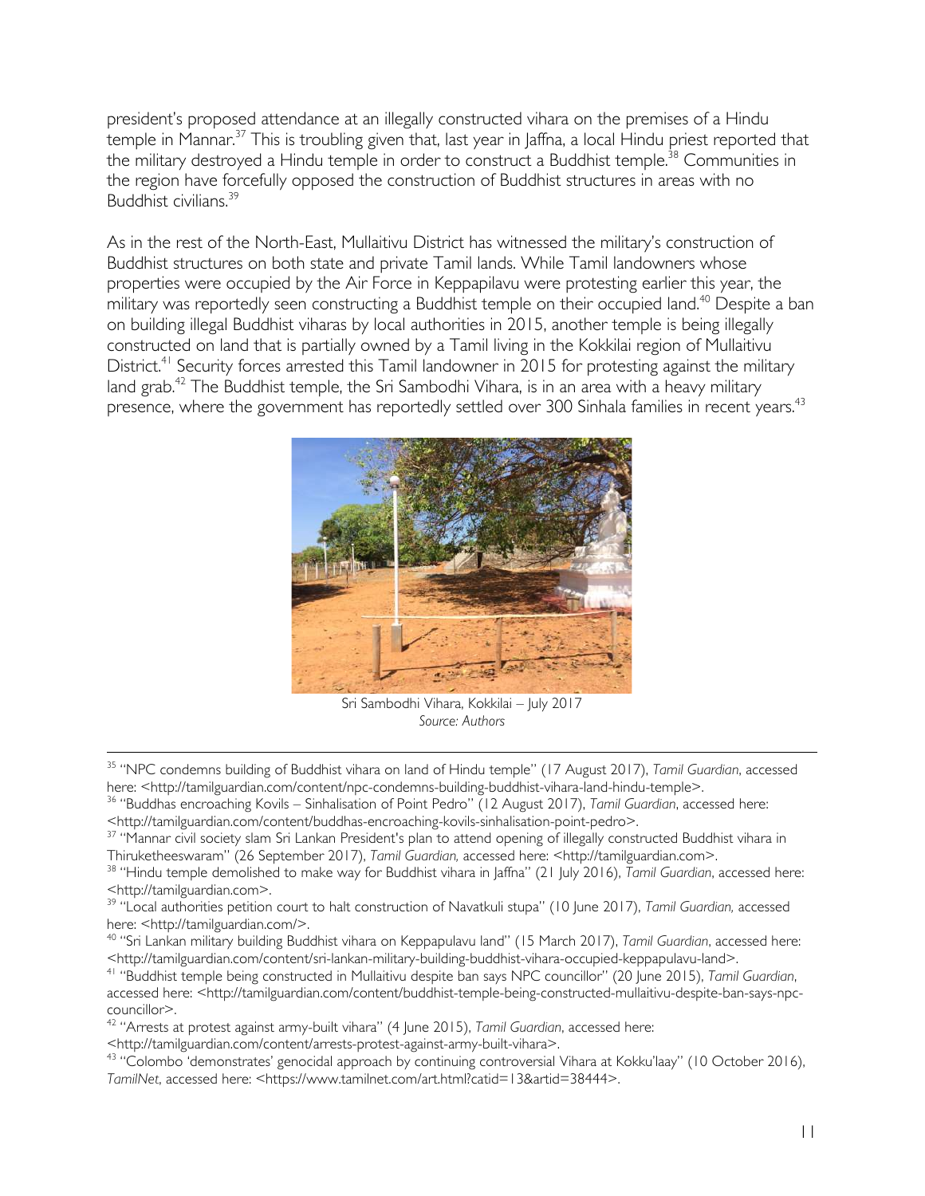president's proposed attendance at an illegally constructed vihara on the premises of a Hindu temple in Mannar.[37] This is troubling given that, last year in Jaffna, a local Hindu priest reported that the military destroyed a Hindu temple in order to construct a Buddhist temple.[38] Communities in the region have forcefully opposed the construction of Buddhist structures in areas with no Buddhist civilians.[39]

As in the rest of the North-East, Mullaitivu District has witnessed the military's construction of Buddhist structures on both state and private Tamil lands. While Tamil landowners whose properties were occupied by the Air Force in Keppapilavu were protesting earlier this year, the military was reportedly seen constructing a Buddhist temple on their occupied land.[40] Despite a ban on building illegal Buddhist viharas by local authorities in 2015, another temple is being illegally constructed on land that is partially owned by a Tamil living in the Kokkilai region of Mullaitivu District.[41] Security forces arrested this Tamil landowner in 2015 for protesting against the military land grab.[42] The Buddhist temple, the Sri Sambodhi Vihara, is in an area with a heavy military presence, where the government has reportedly settled over 300 Sinhala families in recent years.[43]

Sri Sambodhi Vihara, Kokkilai – July 2017
*Source: Authors*

---

[35] "NPC condemns building of Buddhist vihara on land of Hindu temple" (17 August 2017), *Tamil Guardian*, accessed here: <http://tamilguardian.com/content/npc-condemns-building-buddhist-vihara-land-hindu-temple>.

[36] "Buddhas encroaching Kovils – Sinhalisation of Point Pedro" (12 August 2017), *Tamil Guardian*, accessed here: <http://tamilguardian.com/content/buddhas-encroaching-kovils-sinhalisation-point-pedro>.

[37] "Mannar civil society slam Sri Lankan President's plan to attend opening of illegally constructed Buddhist vihara in Thiruketheeswaram" (26 September 2017), *Tamil Guardian,* accessed here: <http://tamilguardian.com>.

[38] "Hindu temple demolished to make way for Buddhist vihara in Jaffna" (21 July 2016), *Tamil Guardian*, accessed here: <http://tamilguardian.com>.

[39] "Local authorities petition court to halt construction of Navatkuli stupa" (10 June 2017), *Tamil Guardian,* accessed here: <http://tamilguardian.com/>.

[40] "Sri Lankan military building Buddhist vihara on Keppapulavu land" (15 March 2017), *Tamil Guardian*, accessed here: <http://tamilguardian.com/content/sri-lankan-military-building-buddhist-vihara-occupied-keppapulavu-land>.

[41] "Buddhist temple being constructed in Mullaitivu despite ban says NPC councillor" (20 June 2015), *Tamil Guardian*, accessed here: <http://tamilguardian.com/content/buddhist-temple-being-constructed-mullaitivu-despite-ban-says-npc-councillor>.

[42] "Arrests at protest against army-built vihara" (4 June 2015), *Tamil Guardian*, accessed here: <http://tamilguardian.com/content/arrests-protest-against-army-built-vihara>.

[43] "Colombo 'demonstrates' genocidal approach by continuing controversial Vihara at Kokku'laay" (10 October 2016), *TamilNet*, accessed here: <https://www.tamilnet.com/art.html?catid=13&artid=38444>.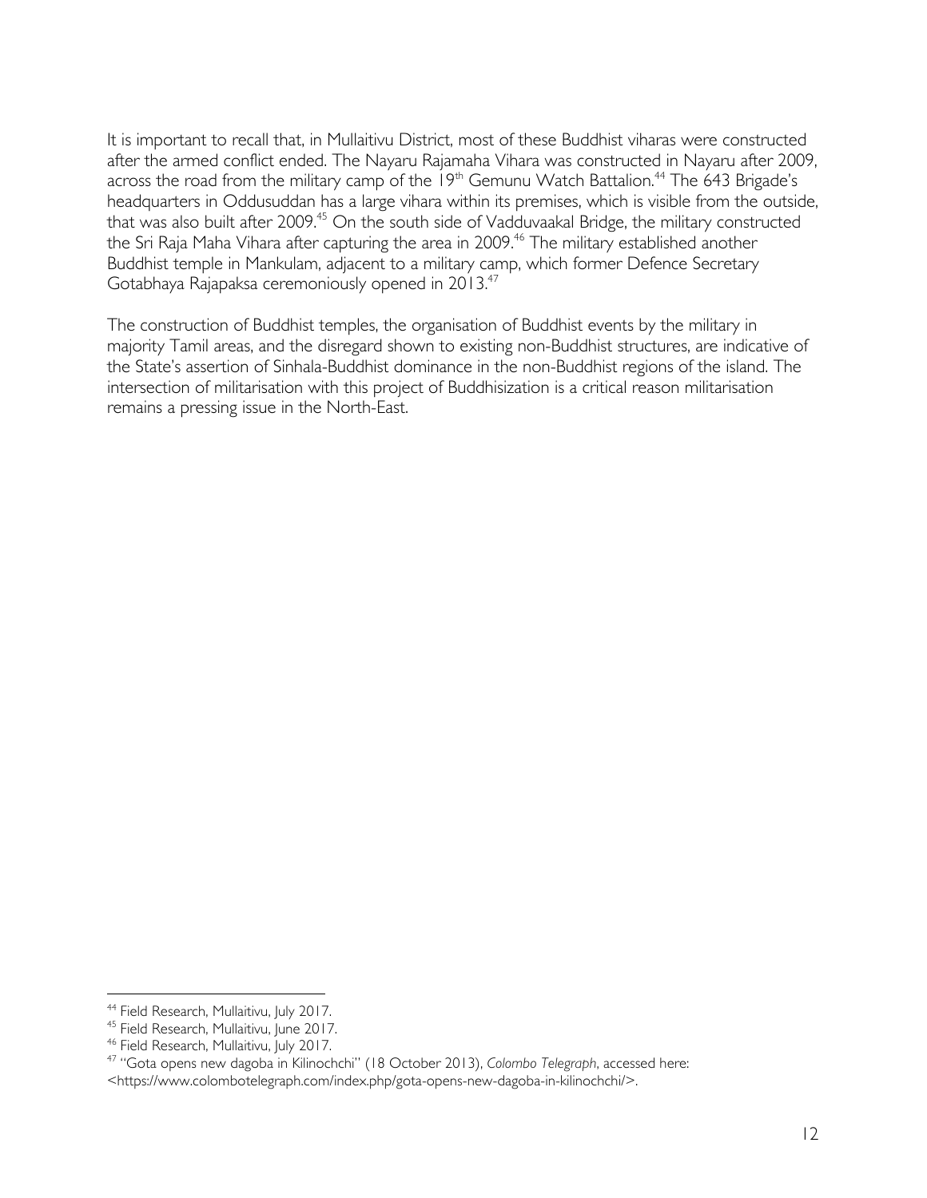It is important to recall that, in Mullaitivu District, most of these Buddhist viharas were constructed after the armed conflict ended. The Nayaru Rajamaha Vihara was constructed in Nayaru after 2009, across the road from the military camp of the 19th Gemunu Watch Battalion.[44] The 643 Brigade's headquarters in Oddusuddan has a large vihara within its premises, which is visible from the outside, that was also built after 2009.[45] On the south side of Vadduvaakal Bridge, the military constructed the Sri Raja Maha Vihara after capturing the area in 2009.[46] The military established another Buddhist temple in Mankulam, adjacent to a military camp, which former Defence Secretary Gotabhaya Rajapaksa ceremoniously opened in 2013.[47]

The construction of Buddhist temples, the organisation of Buddhist events by the military in majority Tamil areas, and the disregard shown to existing non-Buddhist structures, are indicative of the State's assertion of Sinhala-Buddhist dominance in the non-Buddhist regions of the island. The intersection of militarisation with this project of Buddhisization is a critical reason militarisation remains a pressing issue in the North-East.

---

[44] Field Research, Mullaitivu, July 2017.

[45] Field Research, Mullaitivu, June 2017.

[46] Field Research, Mullaitivu, July 2017.

[47] "Gota opens new dagoba in Kilinochchi" (18 October 2013), *Colombo Telegraph*, accessed here: <https://www.colombotelegraph.com/index.php/gota-opens-new-dagoba-in-kilinochchi/>.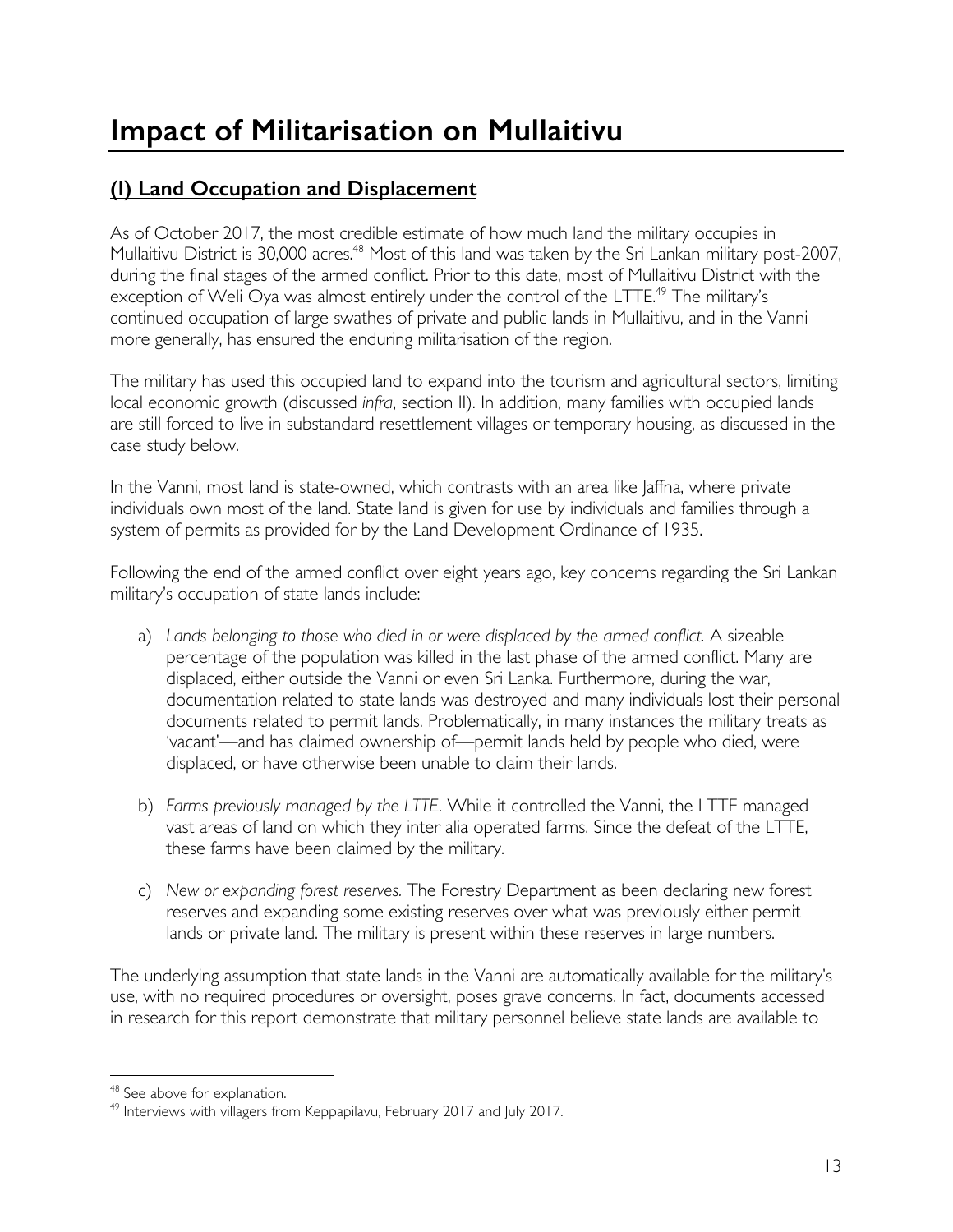# Impact of Militarisation on Mullaitivu

## (I) Land Occupation and Displacement

As of October 2017, the most credible estimate of how much land the military occupies in Mullaitivu District is 30,000 acres.[48] Most of this land was taken by the Sri Lankan military post-2007, during the final stages of the armed conflict. Prior to this date, most of Mullaitivu District with the exception of Weli Oya was almost entirely under the control of the LTTE.[49] The military's continued occupation of large swathes of private and public lands in Mullaitivu, and in the Vanni more generally, has ensured the enduring militarisation of the region.

The military has used this occupied land to expand into the tourism and agricultural sectors, limiting local economic growth (discussed *infra*, section II). In addition, many families with occupied lands are still forced to live in substandard resettlement villages or temporary housing, as discussed in the case study below.

In the Vanni, most land is state-owned, which contrasts with an area like Jaffna, where private individuals own most of the land. State land is given for use by individuals and families through a system of permits as provided for by the Land Development Ordinance of 1935.

Following the end of the armed conflict over eight years ago, key concerns regarding the Sri Lankan military's occupation of state lands include:

a) *Lands belonging to those who died in or were displaced by the armed conflict.* A sizeable percentage of the population was killed in the last phase of the armed conflict. Many are displaced, either outside the Vanni or even Sri Lanka. Furthermore, during the war, documentation related to state lands was destroyed and many individuals lost their personal documents related to permit lands. Problematically, in many instances the military treats as 'vacant'—and has claimed ownership of—permit lands held by people who died, were displaced, or have otherwise been unable to claim their lands.

b) *Farms previously managed by the LTTE.* While it controlled the Vanni, the LTTE managed vast areas of land on which they inter alia operated farms. Since the defeat of the LTTE, these farms have been claimed by the military.

c) *New or expanding forest reserves.* The Forestry Department as been declaring new forest reserves and expanding some existing reserves over what was previously either permit lands or private land. The military is present within these reserves in large numbers.

The underlying assumption that state lands in the Vanni are automatically available for the military's use, with no required procedures or oversight, poses grave concerns. In fact, documents accessed in research for this report demonstrate that military personnel believe state lands are available to

---

[48] See above for explanation.

[49] Interviews with villagers from Keppapilavu, February 2017 and July 2017.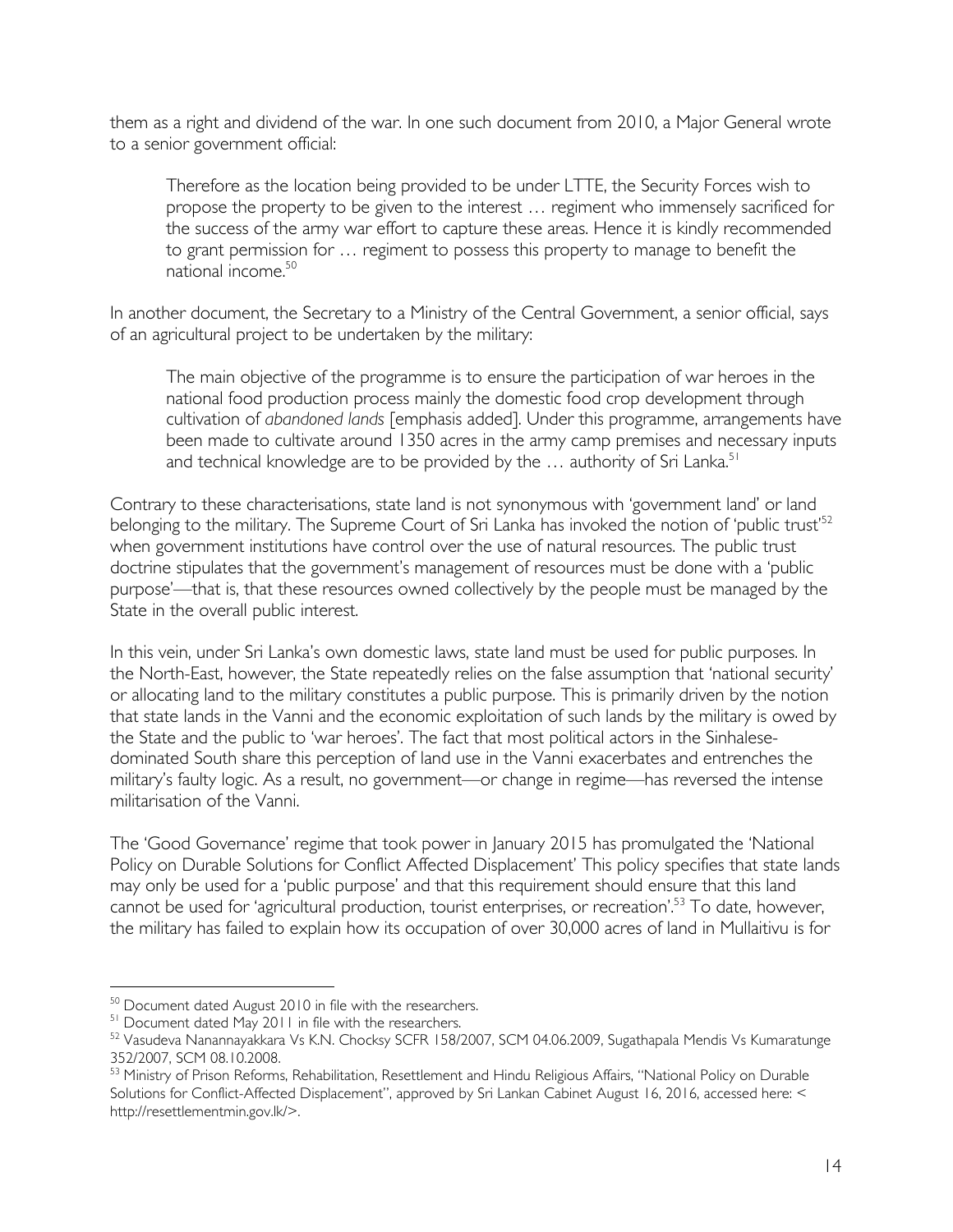them as a right and dividend of the war. In one such document from 2010, a Major General wrote to a senior government official:

> Therefore as the location being provided to be under LTTE, the Security Forces wish to propose the property to be given to the interest … regiment who immensely sacrificed for the success of the army war effort to capture these areas. Hence it is kindly recommended to grant permission for … regiment to possess this property to manage to benefit the national income.[50]

In another document, the Secretary to a Ministry of the Central Government, a senior official, says of an agricultural project to be undertaken by the military:

> The main objective of the programme is to ensure the participation of war heroes in the national food production process mainly the domestic food crop development through cultivation of *abandoned lands* [emphasis added]. Under this programme, arrangements have been made to cultivate around 1350 acres in the army camp premises and necessary inputs and technical knowledge are to be provided by the … authority of Sri Lanka.[51]

Contrary to these characterisations, state land is not synonymous with 'government land' or land belonging to the military. The Supreme Court of Sri Lanka has invoked the notion of 'public trust'[52] when government institutions have control over the use of natural resources. The public trust doctrine stipulates that the government's management of resources must be done with a 'public purpose'—that is, that these resources owned collectively by the people must be managed by the State in the overall public interest.

In this vein, under Sri Lanka's own domestic laws, state land must be used for public purposes. In the North-East, however, the State repeatedly relies on the false assumption that 'national security' or allocating land to the military constitutes a public purpose. This is primarily driven by the notion that state lands in the Vanni and the economic exploitation of such lands by the military is owed by the State and the public to 'war heroes'. The fact that most political actors in the Sinhalese-dominated South share this perception of land use in the Vanni exacerbates and entrenches the military's faulty logic. As a result, no government—or change in regime—has reversed the intense militarisation of the Vanni.

The 'Good Governance' regime that took power in January 2015 has promulgated the 'National Policy on Durable Solutions for Conflict Affected Displacement' This policy specifies that state lands may only be used for a 'public purpose' and that this requirement should ensure that this land cannot be used for 'agricultural production, tourist enterprises, or recreation'.[53] To date, however, the military has failed to explain how its occupation of over 30,000 acres of land in Mullaitivu is for

---

[50] Document dated August 2010 in file with the researchers.

[51] Document dated May 2011 in file with the researchers.

[52] Vasudeva Nanannayakkara Vs K.N. Chocksy SCFR 158/2007, SCM 04.06.2009, Sugathapala Mendis Vs Kumaratunge 352/2007, SCM 08.10.2008.

[53] Ministry of Prison Reforms, Rehabilitation, Resettlement and Hindu Religious Affairs, "National Policy on Durable Solutions for Conflict-Affected Displacement", approved by Sri Lankan Cabinet August 16, 2016, accessed here: < http://resettlementmin.gov.lk/>.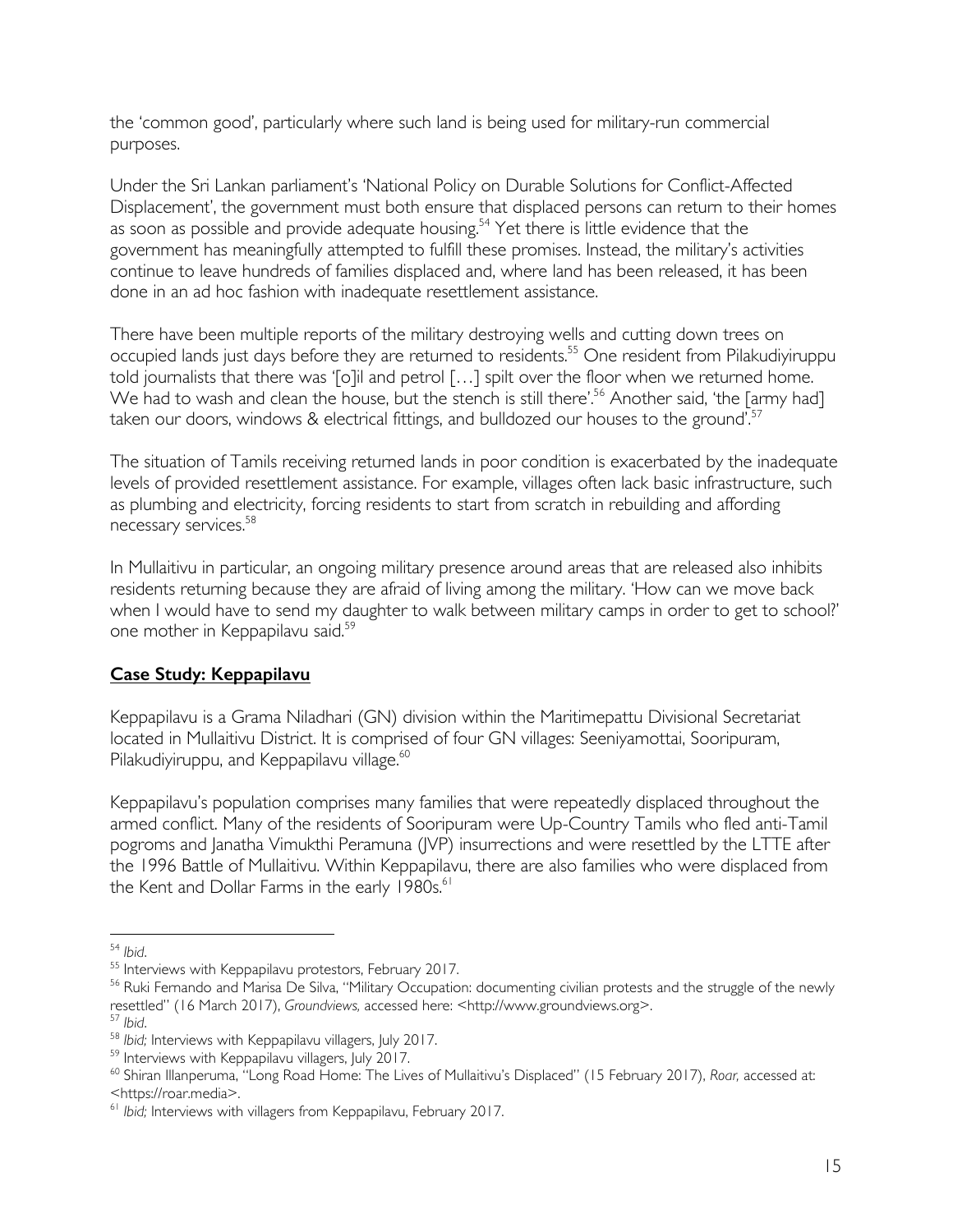the 'common good', particularly where such land is being used for military-run commercial purposes.

Under the Sri Lankan parliament's 'National Policy on Durable Solutions for Conflict-Affected Displacement', the government must both ensure that displaced persons can return to their homes as soon as possible and provide adequate housing.[54] Yet there is little evidence that the government has meaningfully attempted to fulfill these promises. Instead, the military's activities continue to leave hundreds of families displaced and, where land has been released, it has been done in an ad hoc fashion with inadequate resettlement assistance.

There have been multiple reports of the military destroying wells and cutting down trees on occupied lands just days before they are returned to residents.[55] One resident from Pilakudiyiruppu told journalists that there was '[o]il and petrol […] spilt over the floor when we returned home. We had to wash and clean the house, but the stench is still there'.[56] Another said, 'the [army had] taken our doors, windows & electrical fittings, and bulldozed our houses to the ground'.[57]

The situation of Tamils receiving returned lands in poor condition is exacerbated by the inadequate levels of provided resettlement assistance. For example, villages often lack basic infrastructure, such as plumbing and electricity, forcing residents to start from scratch in rebuilding and affording necessary services.[58]

In Mullaitivu in particular, an ongoing military presence around areas that are released also inhibits residents returning because they are afraid of living among the military. 'How can we move back when I would have to send my daughter to walk between military camps in order to get to school?' one mother in Keppapilavu said.[59]

## **Case Study: Keppapilavu**

Keppapilavu is a Grama Niladhari (GN) division within the Maritimepattu Divisional Secretariat located in Mullaitivu District. It is comprised of four GN villages: Seeniyamottai, Sooripuram, Pilakudiyiruppu, and Keppapilavu village.[60]

Keppapilavu's population comprises many families that were repeatedly displaced throughout the armed conflict. Many of the residents of Sooripuram were Up-Country Tamils who fled anti-Tamil pogroms and Janatha Vimukthi Peramuna (JVP) insurrections and were resettled by the LTTE after the 1996 Battle of Mullaitivu. Within Keppapilavu, there are also families who were displaced from the Kent and Dollar Farms in the early 1980s.[61]

---

[54] *Ibid*.

[55] Interviews with Keppapilavu protestors, February 2017.

[56] Ruki Fernando and Marisa De Silva, "Military Occupation: documenting civilian protests and the struggle of the newly resettled" (16 March 2017), *Groundviews,* accessed here: <http://www.groundviews.org>.

[57] *Ibid*.

[58] *Ibid;* Interviews with Keppapilavu villagers, July 2017.

[59] Interviews with Keppapilavu villagers, July 2017.

[60] Shiran Illanperuma, "Long Road Home: The Lives of Mullaitivu's Displaced" (15 February 2017), *Roar,* accessed at: <https://roar.media>.

[61] *Ibid;* Interviews with villagers from Keppapilavu, February 2017.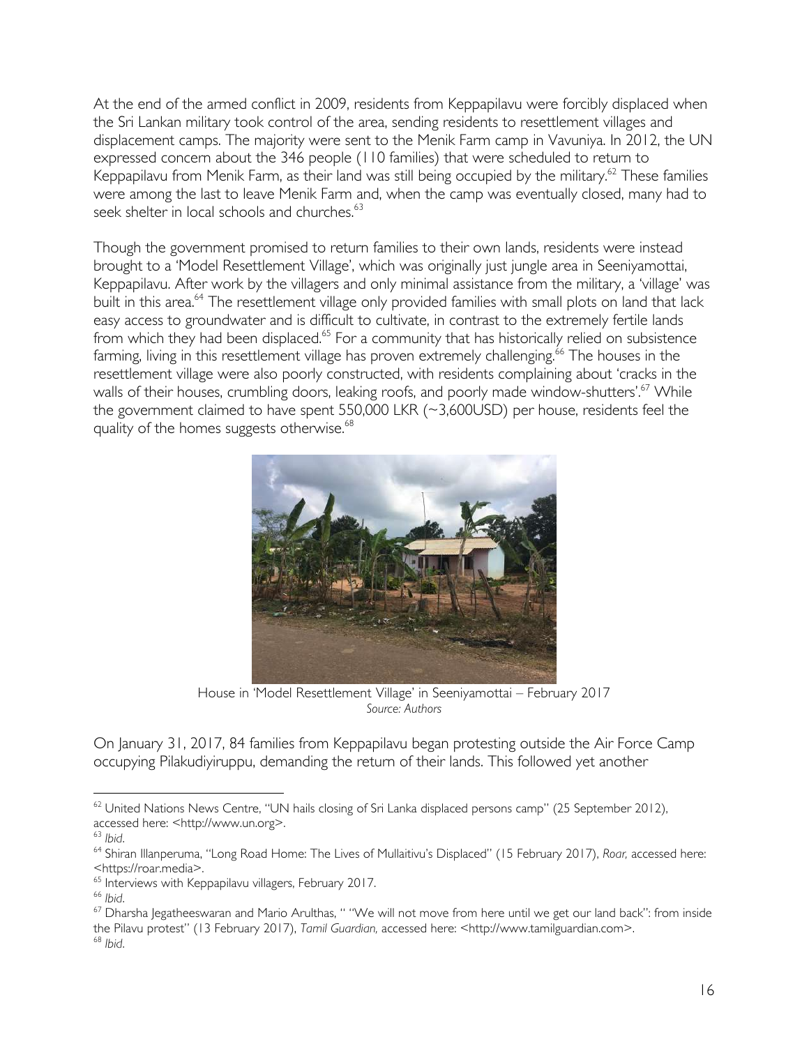At the end of the armed conflict in 2009, residents from Keppapilavu were forcibly displaced when the Sri Lankan military took control of the area, sending residents to resettlement villages and displacement camps. The majority were sent to the Menik Farm camp in Vavuniya. In 2012, the UN expressed concern about the 346 people (110 families) that were scheduled to return to Keppapilavu from Menik Farm, as their land was still being occupied by the military.[62] These families were among the last to leave Menik Farm and, when the camp was eventually closed, many had to seek shelter in local schools and churches.[63]

Though the government promised to return families to their own lands, residents were instead brought to a 'Model Resettlement Village', which was originally just jungle area in Seeniyamottai, Keppapilavu. After work by the villagers and only minimal assistance from the military, a 'village' was built in this area.[64] The resettlement village only provided families with small plots on land that lack easy access to groundwater and is difficult to cultivate, in contrast to the extremely fertile lands from which they had been displaced.[65] For a community that has historically relied on subsistence farming, living in this resettlement village has proven extremely challenging.[66] The houses in the resettlement village were also poorly constructed, with residents complaining about 'cracks in the walls of their houses, crumbling doors, leaking roofs, and poorly made window-shutters'.[67] While the government claimed to have spent 550,000 LKR (~3,600USD) per house, residents feel the quality of the homes suggests otherwise.[68]

House in 'Model Resettlement Village' in Seeniyamottai – February 2017
*Source: Authors*

On January 31, 2017, 84 families from Keppapilavu began protesting outside the Air Force Camp occupying Pilakudiyiruppu, demanding the return of their lands. This followed yet another

[62] United Nations News Centre, "UN hails closing of Sri Lanka displaced persons camp" (25 September 2012), accessed here: <http://www.un.org>.
[63] *Ibid*.
[64] Shiran Illanperuma, "Long Road Home: The Lives of Mullaitivu's Displaced" (15 February 2017), *Roar,* accessed here: <https://roar.media>.
[65] Interviews with Keppapilavu villagers, February 2017.
[66] *Ibid*.
[67] Dharsha Jegatheeswaran and Mario Arulthas, " "We will not move from here until we get our land back": from inside the Pilavu protest" (13 February 2017), *Tamil Guardian,* accessed here: <http://www.tamilguardian.com>.
[68] *Ibid*.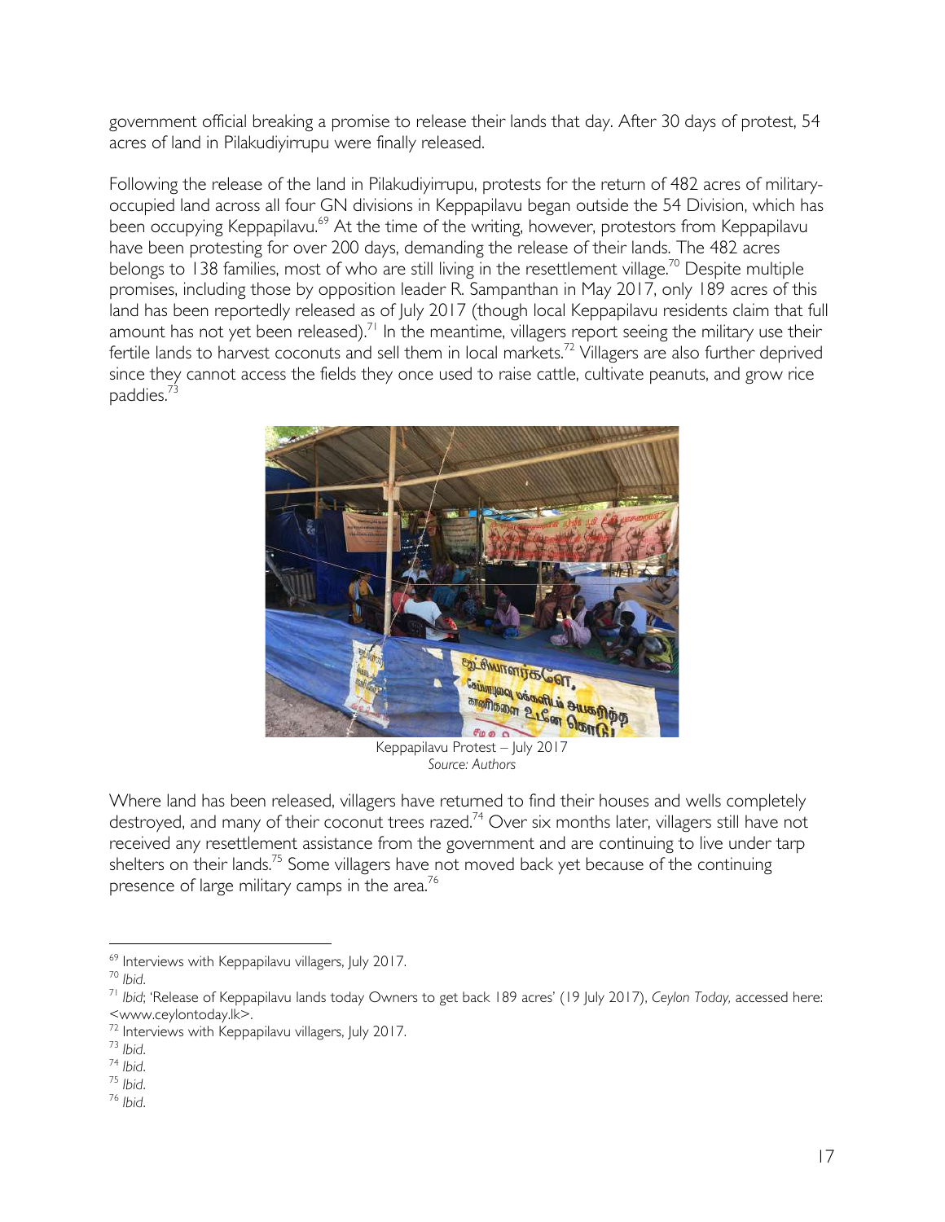government official breaking a promise to release their lands that day. After 30 days of protest, 54 acres of land in Pilakudiyirrupu were finally released.

Following the release of the land in Pilakudiyirrupu, protests for the return of 482 acres of military-occupied land across all four GN divisions in Keppapilavu began outside the 54 Division, which has been occupying Keppapilavu.[69] At the time of the writing, however, protestors from Keppapilavu have been protesting for over 200 days, demanding the release of their lands. The 482 acres belongs to 138 families, most of who are still living in the resettlement village.[70] Despite multiple promises, including those by opposition leader R. Sampanthan in May 2017, only 189 acres of this land has been reportedly released as of July 2017 (though local Keppapilavu residents claim that full amount has not yet been released).[71] In the meantime, villagers report seeing the military use their fertile lands to harvest coconuts and sell them in local markets.[72] Villagers are also further deprived since they cannot access the fields they once used to raise cattle, cultivate peanuts, and grow rice paddies.[73]

Keppapilavu Protest – July 2017
*Source: Authors*

Where land has been released, villagers have returned to find their houses and wells completely destroyed, and many of their coconut trees razed.[74] Over six months later, villagers still have not received any resettlement assistance from the government and are continuing to live under tarp shelters on their lands.[75] Some villagers have not moved back yet because of the continuing presence of large military camps in the area.[76]

---

[69] Interviews with Keppapilavu villagers, July 2017.
[70] *Ibid*.
[71] *Ibid*; 'Release of Keppapilavu lands today Owners to get back 189 acres' (19 July 2017), *Ceylon Today*, accessed here: <www.ceylontoday.lk>.
[72] Interviews with Keppapilavu villagers, July 2017.
[73] *Ibid*.
[74] *Ibid*.
[75] *Ibid*.
[76] *Ibid*.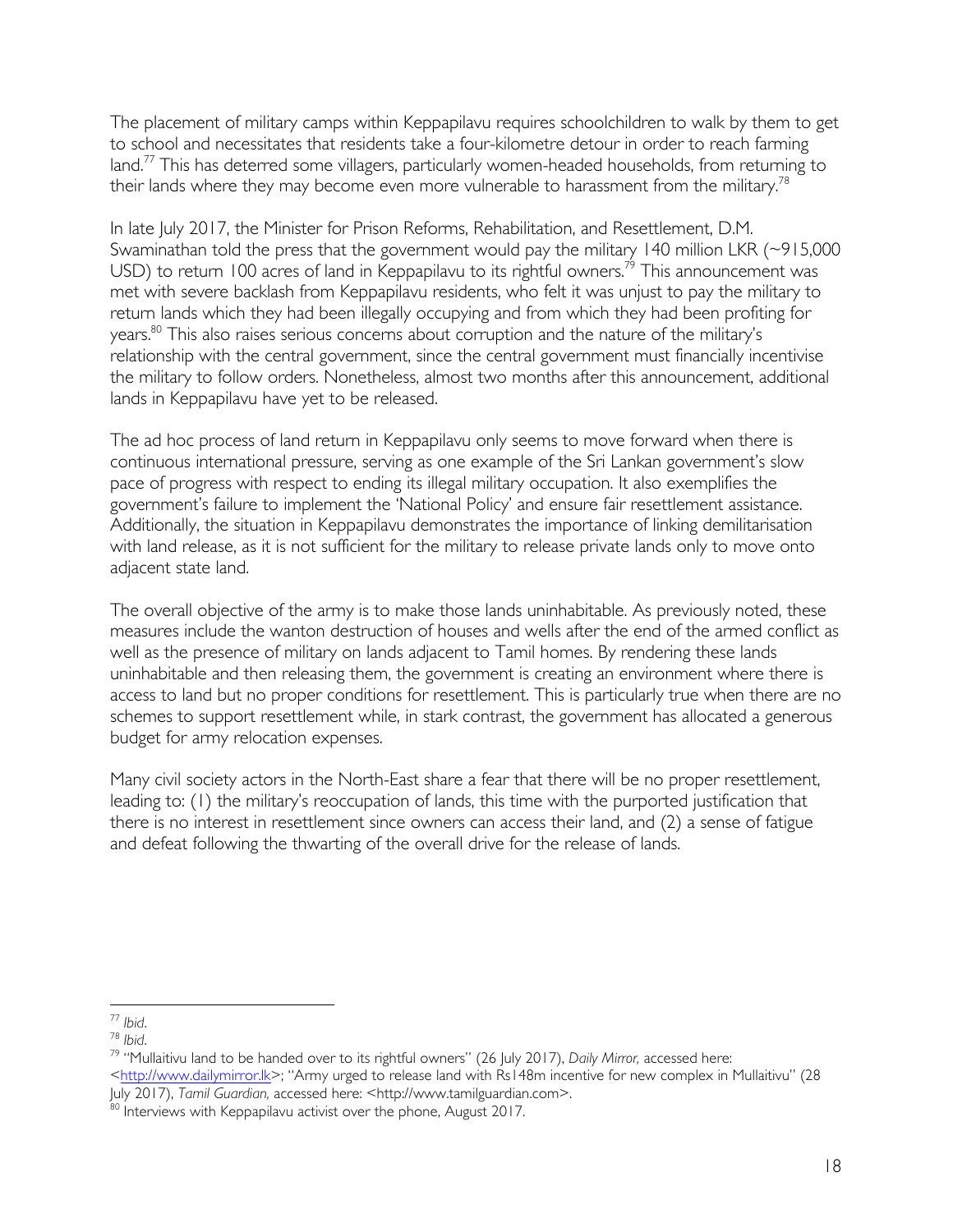The placement of military camps within Keppapilavu requires schoolchildren to walk by them to get to school and necessitates that residents take a four-kilometre detour in order to reach farming land.[77] This has deterred some villagers, particularly women-headed households, from returning to their lands where they may become even more vulnerable to harassment from the military.[78]

In late July 2017, the Minister for Prison Reforms, Rehabilitation, and Resettlement, D.M. Swaminathan told the press that the government would pay the military 140 million LKR (~915,000 USD) to return 100 acres of land in Keppapilavu to its rightful owners.[79] This announcement was met with severe backlash from Keppapilavu residents, who felt it was unjust to pay the military to return lands which they had been illegally occupying and from which they had been profiting for years.[80] This also raises serious concerns about corruption and the nature of the military's relationship with the central government, since the central government must financially incentivise the military to follow orders. Nonetheless, almost two months after this announcement, additional lands in Keppapilavu have yet to be released.

The ad hoc process of land return in Keppapilavu only seems to move forward when there is continuous international pressure, serving as one example of the Sri Lankan government's slow pace of progress with respect to ending its illegal military occupation. It also exemplifies the government's failure to implement the 'National Policy' and ensure fair resettlement assistance. Additionally, the situation in Keppapilavu demonstrates the importance of linking demilitarisation with land release, as it is not sufficient for the military to release private lands only to move onto adjacent state land.

The overall objective of the army is to make those lands uninhabitable. As previously noted, these measures include the wanton destruction of houses and wells after the end of the armed conflict as well as the presence of military on lands adjacent to Tamil homes. By rendering these lands uninhabitable and then releasing them, the government is creating an environment where there is access to land but no proper conditions for resettlement. This is particularly true when there are no schemes to support resettlement while, in stark contrast, the government has allocated a generous budget for army relocation expenses.

Many civil society actors in the North-East share a fear that there will be no proper resettlement, leading to: (1) the military's reoccupation of lands, this time with the purported justification that there is no interest in resettlement since owners can access their land, and (2) a sense of fatigue and defeat following the thwarting of the overall drive for the release of lands.

---

[77] *Ibid*.

[78] *Ibid*.

[79] "Mullaitivu land to be handed over to its rightful owners" (26 July 2017), *Daily Mirror,* accessed here: <http://www.dailymirror.lk>; "Army urged to release land with Rs148m incentive for new complex in Mullaitivu" (28 July 2017), *Tamil Guardian,* accessed here: <http://www.tamilguardian.com>.

[80] Interviews with Keppapilavu activist over the phone, August 2017.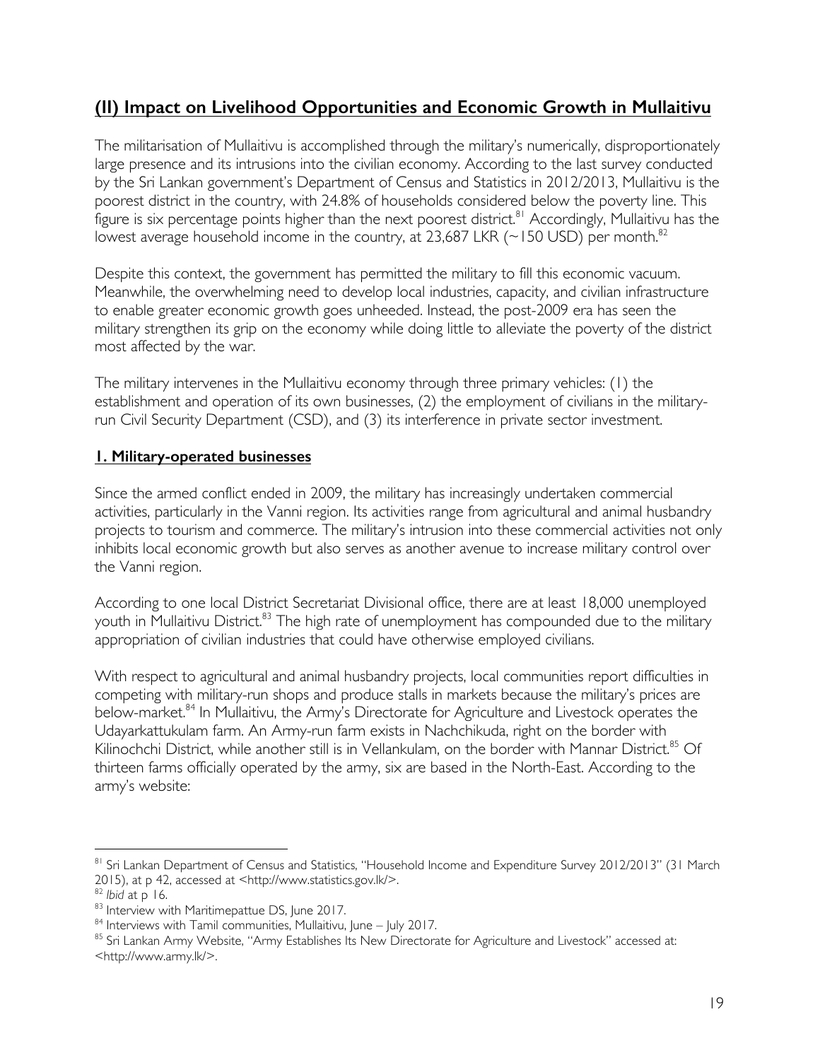## (II) Impact on Livelihood Opportunities and Economic Growth in Mullaitivu

The militarisation of Mullaitivu is accomplished through the military's numerically, disproportionately large presence and its intrusions into the civilian economy. According to the last survey conducted by the Sri Lankan government's Department of Census and Statistics in 2012/2013, Mullaitivu is the poorest district in the country, with 24.8% of households considered below the poverty line. This figure is six percentage points higher than the next poorest district.[81] Accordingly, Mullaitivu has the lowest average household income in the country, at 23,687 LKR (~150 USD) per month.[82]

Despite this context, the government has permitted the military to fill this economic vacuum. Meanwhile, the overwhelming need to develop local industries, capacity, and civilian infrastructure to enable greater economic growth goes unheeded. Instead, the post-2009 era has seen the military strengthen its grip on the economy while doing little to alleviate the poverty of the district most affected by the war.

The military intervenes in the Mullaitivu economy through three primary vehicles: (1) the establishment and operation of its own businesses, (2) the employment of civilians in the military-run Civil Security Department (CSD), and (3) its interference in private sector investment.

### 1. Military-operated businesses

Since the armed conflict ended in 2009, the military has increasingly undertaken commercial activities, particularly in the Vanni region. Its activities range from agricultural and animal husbandry projects to tourism and commerce. The military's intrusion into these commercial activities not only inhibits local economic growth but also serves as another avenue to increase military control over the Vanni region.

According to one local District Secretariat Divisional office, there are at least 18,000 unemployed youth in Mullaitivu District.[83] The high rate of unemployment has compounded due to the military appropriation of civilian industries that could have otherwise employed civilians.

With respect to agricultural and animal husbandry projects, local communities report difficulties in competing with military-run shops and produce stalls in markets because the military's prices are below-market.[84] In Mullaitivu, the Army's Directorate for Agriculture and Livestock operates the Udayarkattukulam farm. An Army-run farm exists in Nachchikuda, right on the border with Kilinochchi District, while another still is in Vellankulam, on the border with Mannar District.[85] Of thirteen farms officially operated by the army, six are based in the North-East. According to the army's website:

---

[81] Sri Lankan Department of Census and Statistics, "Household Income and Expenditure Survey 2012/2013" (31 March 2015), at p 42, accessed at <http://www.statistics.gov.lk/>.

[82] *Ibid* at p 16.

[83] Interview with Maritimepattue DS, June 2017.

[84] Interviews with Tamil communities, Mullaitivu, June – July 2017.

[85] Sri Lankan Army Website, "Army Establishes Its New Directorate for Agriculture and Livestock" accessed at: <http://www.army.lk/>.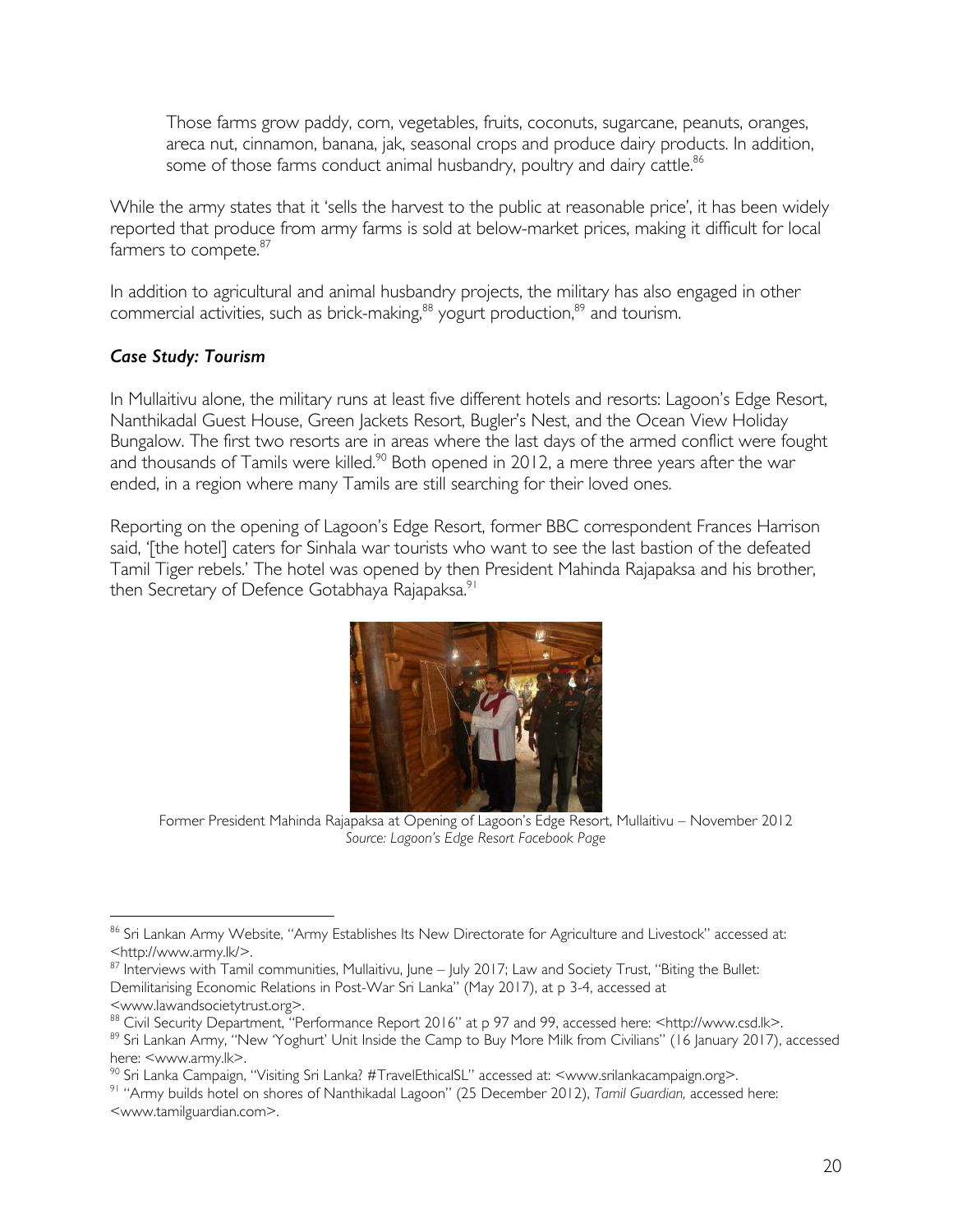> Those farms grow paddy, corn, vegetables, fruits, coconuts, sugarcane, peanuts, oranges, areca nut, cinnamon, banana, jak, seasonal crops and produce dairy products. In addition, some of those farms conduct animal husbandry, poultry and dairy cattle.[86]

While the army states that it 'sells the harvest to the public at reasonable price', it has been widely reported that produce from army farms is sold at below-market prices, making it difficult for local farmers to compete.[87]

In addition to agricultural and animal husbandry projects, the military has also engaged in other commercial activities, such as brick-making,[88] yogurt production,[89] and tourism.

### *Case Study: Tourism*

In Mullaitivu alone, the military runs at least five different hotels and resorts: Lagoon's Edge Resort, Nanthikadal Guest House, Green Jackets Resort, Bugler's Nest, and the Ocean View Holiday Bungalow. The first two resorts are in areas where the last days of the armed conflict were fought and thousands of Tamils were killed.[90] Both opened in 2012, a mere three years after the war ended, in a region where many Tamils are still searching for their loved ones.

Reporting on the opening of Lagoon's Edge Resort, former BBC correspondent Frances Harrison said, '[the hotel] caters for Sinhala war tourists who want to see the last bastion of the defeated Tamil Tiger rebels.' The hotel was opened by then President Mahinda Rajapaksa and his brother, then Secretary of Defence Gotabhaya Rajapaksa.[91]

Former President Mahinda Rajapaksa at Opening of Lagoon's Edge Resort, Mullaitivu – November 2012
*Source: Lagoon's Edge Resort Facebook Page*

---

[86] Sri Lankan Army Website, "Army Establishes Its New Directorate for Agriculture and Livestock" accessed at: <http://www.army.lk/>.

[87] Interviews with Tamil communities, Mullaitivu, June – July 2017; Law and Society Trust, "Biting the Bullet: Demilitarising Economic Relations in Post-War Sri Lanka" (May 2017), at p 3-4, accessed at <www.lawandsocietytrust.org>.

[88] Civil Security Department, "Performance Report 2016" at p 97 and 99, accessed here: <http://www.csd.lk>.

[89] Sri Lankan Army, "New 'Yoghurt' Unit Inside the Camp to Buy More Milk from Civilians" (16 January 2017), accessed here: <www.army.lk>.

[90] Sri Lanka Campaign, "Visiting Sri Lanka? #TravelEthicalSL" accessed at: <www.srilankacampaign.org>.

[91] "Army builds hotel on shores of Nanthikadal Lagoon" (25 December 2012), *Tamil Guardian,* accessed here: <www.tamilguardian.com>.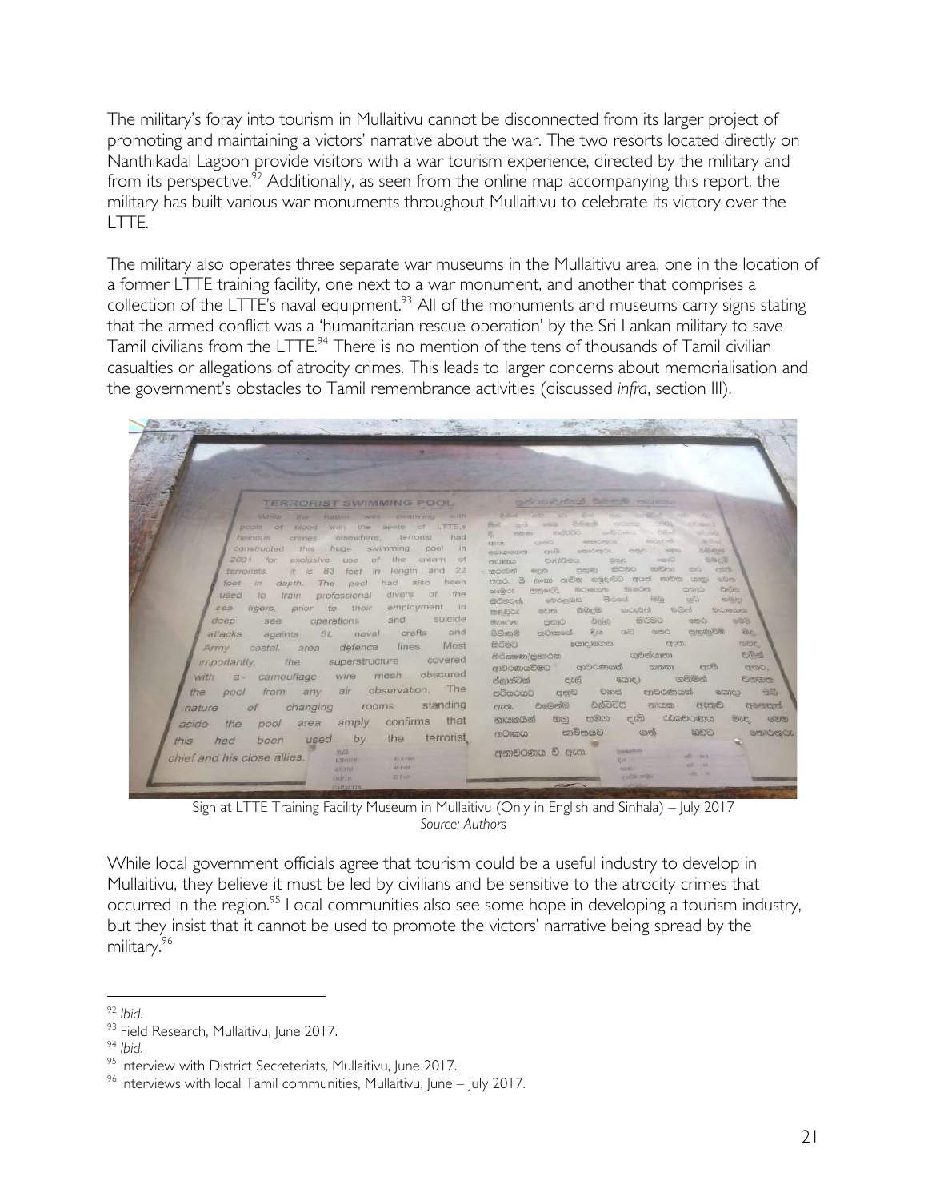The military's foray into tourism in Mullaitivu cannot be disconnected from its larger project of promoting and maintaining a victors' narrative about the war. The two resorts located directly on Nanthikadal Lagoon provide visitors with a war tourism experience, directed by the military and from its perspective.[92] Additionally, as seen from the online map accompanying this report, the military has built various war monuments throughout Mullaitivu to celebrate its victory over the LTTE.

The military also operates three separate war museums in the Mullaitivu area, one in the location of a former LTTE training facility, one next to a war monument, and another that comprises a collection of the LTTE's naval equipment.[93] All of the monuments and museums carry signs stating that the armed conflict was a 'humanitarian rescue operation' by the Sri Lankan military to save Tamil civilians from the LTTE.[94] There is no mention of the tens of thousands of Tamil civilian casualties or allegations of atrocity crimes. This leads to larger concerns about memorialisation and the government's obstacles to Tamil remembrance activities (discussed *infra*, section III).

Sign at LTTE Training Facility Museum in Mullaitivu (Only in English and Sinhala) – July 2017
*Source: Authors*

While local government officials agree that tourism could be a useful industry to develop in Mullaitivu, they believe it must be led by civilians and be sensitive to the atrocity crimes that occurred in the region.[95] Local communities also see some hope in developing a tourism industry, but they insist that it cannot be used to promote the victors' narrative being spread by the military.[96]

---

[92] *Ibid*.
[93] Field Research, Mullaitivu, June 2017.
[94] *Ibid*.
[95] Interview with District Secreteriats, Mullaitivu, June 2017.
[96] Interviews with local Tamil communities, Mullaitivu, June – July 2017.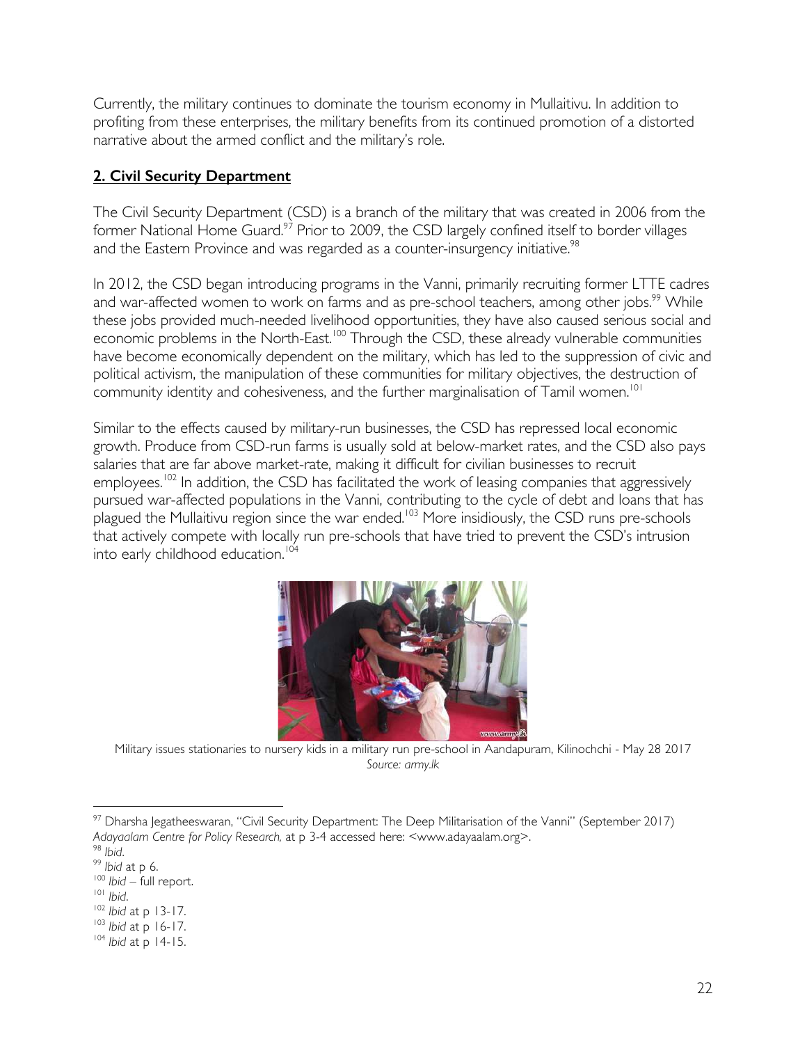Currently, the military continues to dominate the tourism economy in Mullaitivu. In addition to profiting from these enterprises, the military benefits from its continued promotion of a distorted narrative about the armed conflict and the military's role.

## **2. Civil Security Department**

The Civil Security Department (CSD) is a branch of the military that was created in 2006 from the former National Home Guard.[97] Prior to 2009, the CSD largely confined itself to border villages and the Eastern Province and was regarded as a counter-insurgency initiative.[98]

In 2012, the CSD began introducing programs in the Vanni, primarily recruiting former LTTE cadres and war-affected women to work on farms and as pre-school teachers, among other jobs.[99] While these jobs provided much-needed livelihood opportunities, they have also caused serious social and economic problems in the North-East.[100] Through the CSD, these already vulnerable communities have become economically dependent on the military, which has led to the suppression of civic and political activism, the manipulation of these communities for military objectives, the destruction of community identity and cohesiveness, and the further marginalisation of Tamil women.[101]

Similar to the effects caused by military-run businesses, the CSD has repressed local economic growth. Produce from CSD-run farms is usually sold at below-market rates, and the CSD also pays salaries that are far above market-rate, making it difficult for civilian businesses to recruit employees.[102] In addition, the CSD has facilitated the work of leasing companies that aggressively pursued war-affected populations in the Vanni, contributing to the cycle of debt and loans that has plagued the Mullaitivu region since the war ended.[103] More insidiously, the CSD runs pre-schools that actively compete with locally run pre-schools that have tried to prevent the CSD's intrusion into early childhood education.[104]

Military issues stationaries to nursery kids in a military run pre-school in Aandapuram, Kilinochchi - May 28 2017
*Source: army.lk*

---

[97] Dharsha Jegatheeswaran, "Civil Security Department: The Deep Militarisation of the Vanni" (September 2017) *Adayaalam Centre for Policy Research,* at p 3-4 accessed here: <www.adayaalam.org>.
[98] *Ibid*.
[99] *Ibid* at p 6.
[100] *Ibid* – full report.
[101] *Ibid*.
[102] *Ibid* at p 13-17.
[103] *Ibid* at p 16-17.
[104] *Ibid* at p 14-15.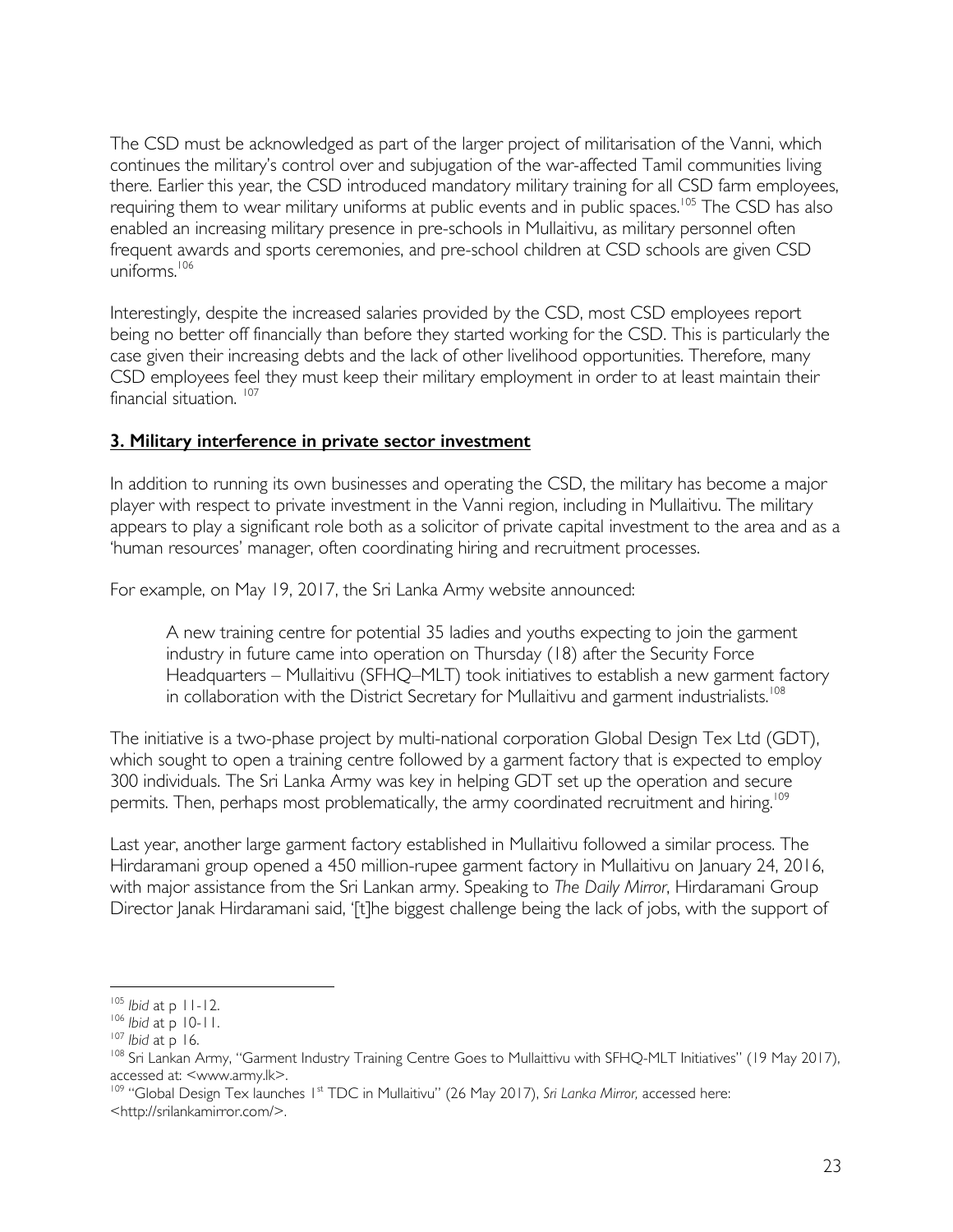The CSD must be acknowledged as part of the larger project of militarisation of the Vanni, which continues the military's control over and subjugation of the war-affected Tamil communities living there. Earlier this year, the CSD introduced mandatory military training for all CSD farm employees, requiring them to wear military uniforms at public events and in public spaces.[105] The CSD has also enabled an increasing military presence in pre-schools in Mullaitivu, as military personnel often frequent awards and sports ceremonies, and pre-school children at CSD schools are given CSD uniforms.[106]

Interestingly, despite the increased salaries provided by the CSD, most CSD employees report being no better off financially than before they started working for the CSD. This is particularly the case given their increasing debts and the lack of other livelihood opportunities. Therefore, many CSD employees feel they must keep their military employment in order to at least maintain their financial situation. [107]

## 3. Military interference in private sector investment

In addition to running its own businesses and operating the CSD, the military has become a major player with respect to private investment in the Vanni region, including in Mullaitivu. The military appears to play a significant role both as a solicitor of private capital investment to the area and as a 'human resources' manager, often coordinating hiring and recruitment processes.

For example, on May 19, 2017, the Sri Lanka Army website announced:

> A new training centre for potential 35 ladies and youths expecting to join the garment industry in future came into operation on Thursday (18) after the Security Force Headquarters – Mullaitivu (SFHQ–MLT) took initiatives to establish a new garment factory in collaboration with the District Secretary for Mullaitivu and garment industrialists.[108]

The initiative is a two-phase project by multi-national corporation Global Design Tex Ltd (GDT), which sought to open a training centre followed by a garment factory that is expected to employ 300 individuals. The Sri Lanka Army was key in helping GDT set up the operation and secure permits. Then, perhaps most problematically, the army coordinated recruitment and hiring.[109]

Last year, another large garment factory established in Mullaitivu followed a similar process. The Hirdaramani group opened a 450 million-rupee garment factory in Mullaitivu on January 24, 2016, with major assistance from the Sri Lankan army. Speaking to *The Daily Mirror*, Hirdaramani Group Director Janak Hirdaramani said, '[t]he biggest challenge being the lack of jobs, with the support of

---

[105] *Ibid* at p 11-12.

[106] *Ibid* at p 10-11.

[107] *Ibid* at p 16.

[108] Sri Lankan Army, "Garment Industry Training Centre Goes to Mullaittivu with SFHQ-MLT Initiatives" (19 May 2017), accessed at: <www.army.lk>.

[109] "Global Design Tex launches 1st TDC in Mullaitivu" (26 May 2017), *Sri Lanka Mirror*, accessed here: <http://srilankamirror.com/>.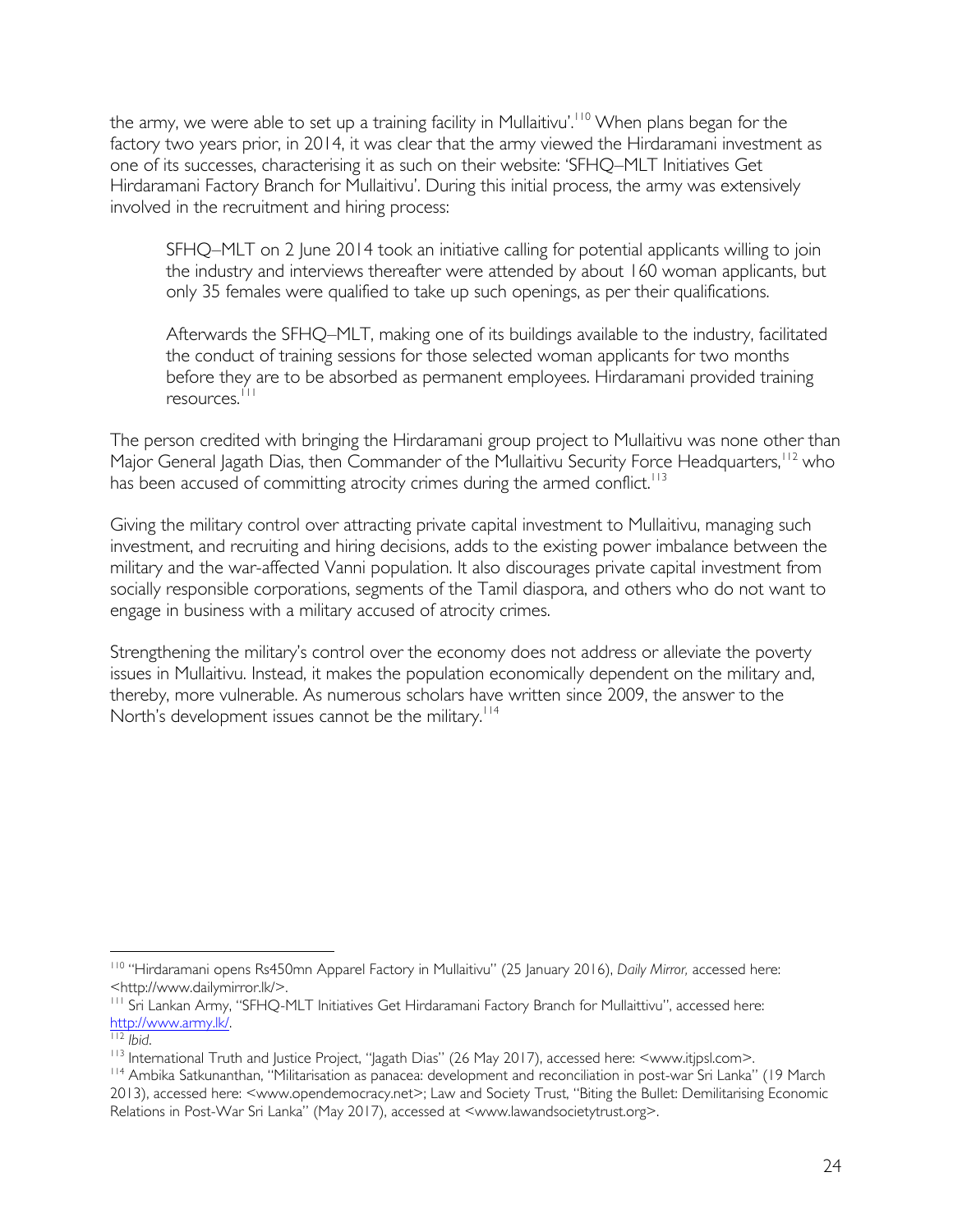the army, we were able to set up a training facility in Mullaitivu'.[110] When plans began for the factory two years prior, in 2014, it was clear that the army viewed the Hirdaramani investment as one of its successes, characterising it as such on their website: 'SFHQ–MLT Initiatives Get Hirdaramani Factory Branch for Mullaitivu'. During this initial process, the army was extensively involved in the recruitment and hiring process:

> SFHQ–MLT on 2 June 2014 took an initiative calling for potential applicants willing to join the industry and interviews thereafter were attended by about 160 woman applicants, but only 35 females were qualified to take up such openings, as per their qualifications.
>
> Afterwards the SFHQ–MLT, making one of its buildings available to the industry, facilitated the conduct of training sessions for those selected woman applicants for two months before they are to be absorbed as permanent employees. Hirdaramani provided training resources.[111]

The person credited with bringing the Hirdaramani group project to Mullaitivu was none other than Major General Jagath Dias, then Commander of the Mullaitivu Security Force Headquarters,[112] who has been accused of committing atrocity crimes during the armed conflict.[113]

Giving the military control over attracting private capital investment to Mullaitivu, managing such investment, and recruiting and hiring decisions, adds to the existing power imbalance between the military and the war-affected Vanni population. It also discourages private capital investment from socially responsible corporations, segments of the Tamil diaspora, and others who do not want to engage in business with a military accused of atrocity crimes.

Strengthening the military's control over the economy does not address or alleviate the poverty issues in Mullaitivu. Instead, it makes the population economically dependent on the military and, thereby, more vulnerable. As numerous scholars have written since 2009, the answer to the North's development issues cannot be the military.[114]

---

[110] "Hirdaramani opens Rs450mn Apparel Factory in Mullaitivu" (25 January 2016), *Daily Mirror,* accessed here: <http://www.dailymirror.lk/>.

[111] Sri Lankan Army, "SFHQ-MLT Initiatives Get Hirdaramani Factory Branch for Mullaittivu", accessed here: http://www.army.lk/.

[112] *Ibid*.

[113] International Truth and Justice Project, "Jagath Dias" (26 May 2017), accessed here: <www.itjpsl.com>.

[114] Ambika Satkunanthan, "Militarisation as panacea: development and reconciliation in post-war Sri Lanka" (19 March 2013), accessed here: <www.opendemocracy.net>; Law and Society Trust, "Biting the Bullet: Demilitarising Economic Relations in Post-War Sri Lanka" (May 2017), accessed at <www.lawandsocietytrust.org>.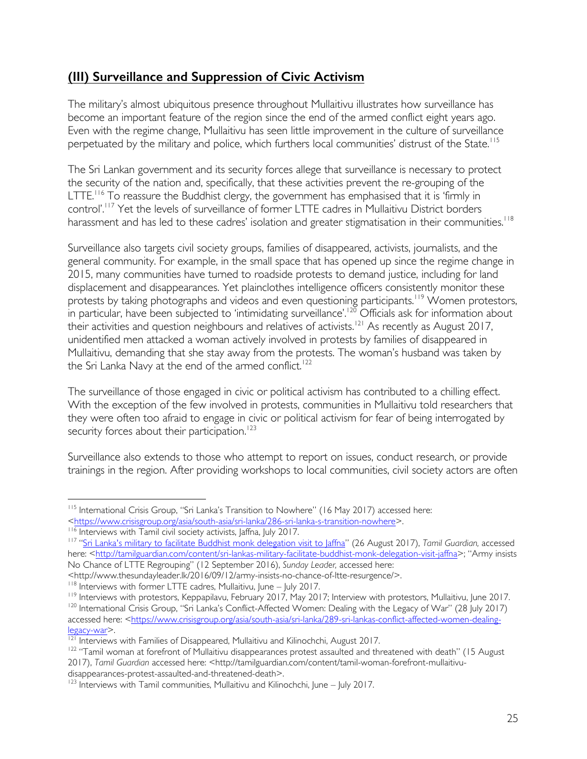## **(III) Surveillance and Suppression of Civic Activism**

The military's almost ubiquitous presence throughout Mullaitivu illustrates how surveillance has become an important feature of the region since the end of the armed conflict eight years ago. Even with the regime change, Mullaitivu has seen little improvement in the culture of surveillance perpetuated by the military and police, which furthers local communities' distrust of the State.[115]

The Sri Lankan government and its security forces allege that surveillance is necessary to protect the security of the nation and, specifically, that these activities prevent the re-grouping of the LTTE.[116] To reassure the Buddhist clergy, the government has emphasised that it is 'firmly in control'.[117] Yet the levels of surveillance of former LTTE cadres in Mullaitivu District borders harassment and has led to these cadres' isolation and greater stigmatisation in their communities.[118]

Surveillance also targets civil society groups, families of disappeared, activists, journalists, and the general community. For example, in the small space that has opened up since the regime change in 2015, many communities have turned to roadside protests to demand justice, including for land displacement and disappearances. Yet plainclothes intelligence officers consistently monitor these protests by taking photographs and videos and even questioning participants.[119] Women protestors, in particular, have been subjected to 'intimidating surveillance'.[120] Officials ask for information about their activities and question neighbours and relatives of activists.[121] As recently as August 2017, unidentified men attacked a woman actively involved in protests by families of disappeared in Mullaitivu, demanding that she stay away from the protests. The woman's husband was taken by the Sri Lanka Navy at the end of the armed conflict.[122]

The surveillance of those engaged in civic or political activism has contributed to a chilling effect. With the exception of the few involved in protests, communities in Mullaitivu told researchers that they were often too afraid to engage in civic or political activism for fear of being interrogated by security forces about their participation.[123]

Surveillance also extends to those who attempt to report on issues, conduct research, or provide trainings in the region. After providing workshops to local communities, civil society actors are often

---

[115] International Crisis Group, "Sri Lanka's Transition to Nowhere" (16 May 2017) accessed here: <https://www.crisisgroup.org/asia/south-asia/sri-lanka/286-sri-lanka-s-transition-nowhere>.

[116] Interviews with Tamil civil society activists, Jaffna, July 2017.

[117] "Sri Lanka's military to facilitate Buddhist monk delegation visit to Jaffna" (26 August 2017), *Tamil Guardian,* accessed here: <http://tamilguardian.com/content/sri-lankas-military-facilitate-buddhist-monk-delegation-visit-jaffna>; "Army insists No Chance of LTTE Regrouping" (12 September 2016), *Sunday Leader,* accessed here: <http://www.thesundayleader.lk/2016/09/12/army-insists-no-chance-of-ltte-resurgence/>.

[118] Interviews with former LTTE cadres, Mullaitivu, June – July 2017.

[119] Interviews with protestors, Keppapilavu, February 2017, May 2017; Interview with protestors, Mullaitivu, June 2017.

[120] International Crisis Group, "Sri Lanka's Conflict-Affected Women: Dealing with the Legacy of War" (28 July 2017) accessed here: <https://www.crisisgroup.org/asia/south-asia/sri-lanka/289-sri-lankas-conflict-affected-women-dealing-legacy-war>.

[121] Interviews with Families of Disappeared, Mullaitivu and Kilinochchi, August 2017.

[122] "Tamil woman at forefront of Mullaitivu disappearances protest assaulted and threatened with death" (15 August 2017), *Tamil Guardian* accessed here: <http://tamilguardian.com/content/tamil-woman-forefront-mullaitivu-disappearances-protest-assaulted-and-threatened-death>.

[123] Interviews with Tamil communities, Mullaitivu and Kilinochchi, June – July 2017.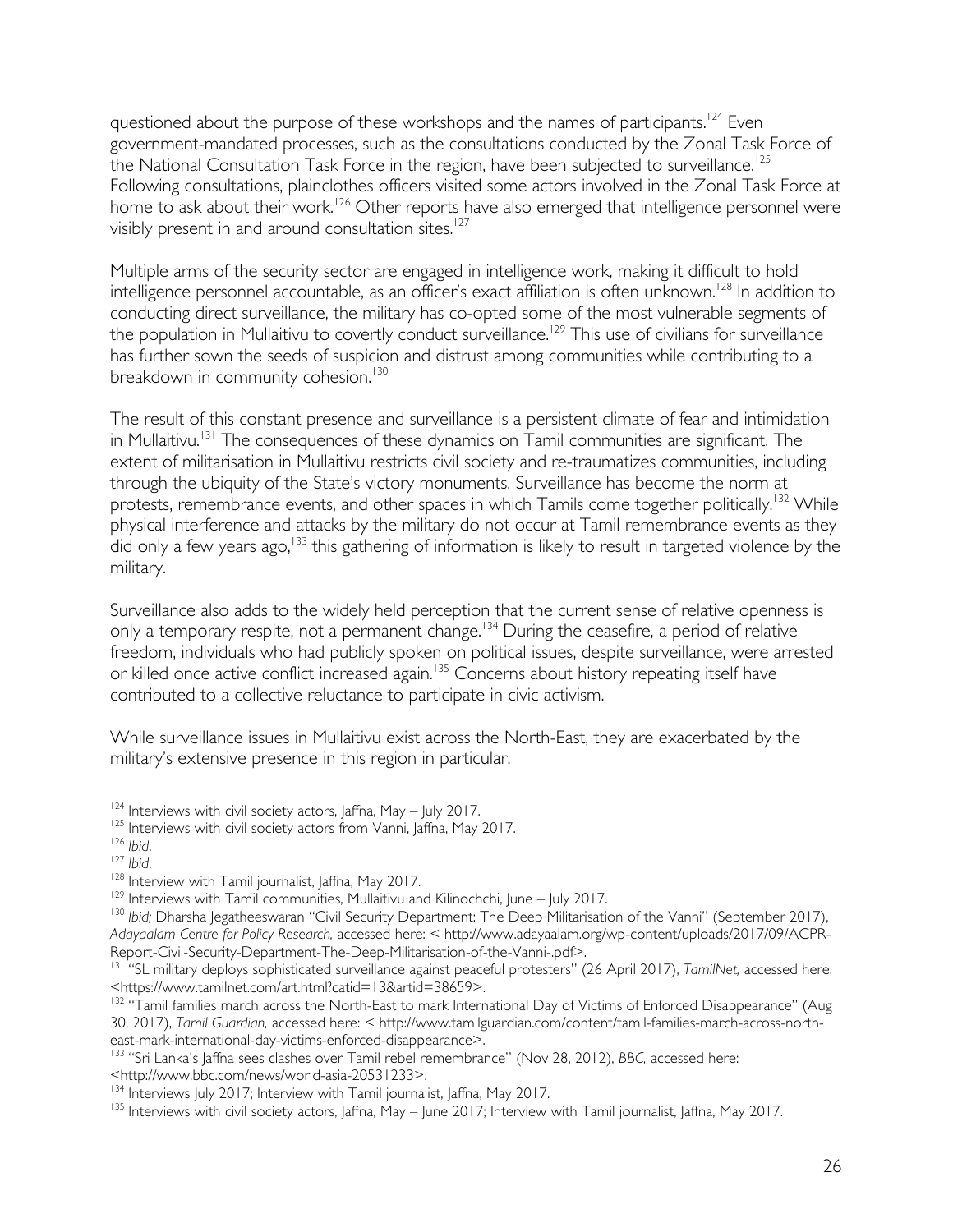questioned about the purpose of these workshops and the names of participants.[124] Even government-mandated processes, such as the consultations conducted by the Zonal Task Force of the National Consultation Task Force in the region, have been subjected to surveillance.[125] Following consultations, plainclothes officers visited some actors involved in the Zonal Task Force at home to ask about their work.[126] Other reports have also emerged that intelligence personnel were visibly present in and around consultation sites.[127]

Multiple arms of the security sector are engaged in intelligence work, making it difficult to hold intelligence personnel accountable, as an officer's exact affiliation is often unknown.[128] In addition to conducting direct surveillance, the military has co-opted some of the most vulnerable segments of the population in Mullaitivu to covertly conduct surveillance.[129] This use of civilians for surveillance has further sown the seeds of suspicion and distrust among communities while contributing to a breakdown in community cohesion.[130]

The result of this constant presence and surveillance is a persistent climate of fear and intimidation in Mullaitivu.[131] The consequences of these dynamics on Tamil communities are significant. The extent of militarisation in Mullaitivu restricts civil society and re-traumatizes communities, including through the ubiquity of the State's victory monuments. Surveillance has become the norm at protests, remembrance events, and other spaces in which Tamils come together politically.[132] While physical interference and attacks by the military do not occur at Tamil remembrance events as they did only a few years ago,[133] this gathering of information is likely to result in targeted violence by the military.

Surveillance also adds to the widely held perception that the current sense of relative openness is only a temporary respite, not a permanent change.[134] During the ceasefire, a period of relative freedom, individuals who had publicly spoken on political issues, despite surveillance, were arrested or killed once active conflict increased again.[135] Concerns about history repeating itself have contributed to a collective reluctance to participate in civic activism.

While surveillance issues in Mullaitivu exist across the North-East, they are exacerbated by the military's extensive presence in this region in particular.

---

[124] Interviews with civil society actors, Jaffna, May – July 2017.

[125] Interviews with civil society actors from Vanni, Jaffna, May 2017.

[126] *Ibid*.

[127] *Ibid*.

[128] Interview with Tamil journalist, Jaffna, May 2017.

[129] Interviews with Tamil communities, Mullaitivu and Kilinochchi, June – July 2017.

[130] *Ibid;* Dharsha Jegatheeswaran "Civil Security Department: The Deep Militarisation of the Vanni" (September 2017), *Adayaalam Centre for Policy Research,* accessed here: < http://www.adayaalam.org/wp-content/uploads/2017/09/ACPR-Report-Civil-Security-Department-The-Deep-Militarisation-of-the-Vanni-.pdf>.

[131] "SL military deploys sophisticated surveillance against peaceful protesters" (26 April 2017), *TamilNet,* accessed here: <https://www.tamilnet.com/art.html?catid=13&artid=38659>.

[132] "Tamil families march across the North-East to mark International Day of Victims of Enforced Disappearance" (Aug 30, 2017), *Tamil Guardian,* accessed here: < http://www.tamilguardian.com/content/tamil-families-march-across-north-east-mark-international-day-victims-enforced-disappearance>.

[133] "Sri Lanka's Jaffna sees clashes over Tamil rebel remembrance" (Nov 28, 2012), *BBC,* accessed here: <http://www.bbc.com/news/world-asia-20531233>.

[134] Interviews July 2017; Interview with Tamil journalist, Jaffna, May 2017.

[135] Interviews with civil society actors, Jaffna, May – June 2017; Interview with Tamil journalist, Jaffna, May 2017.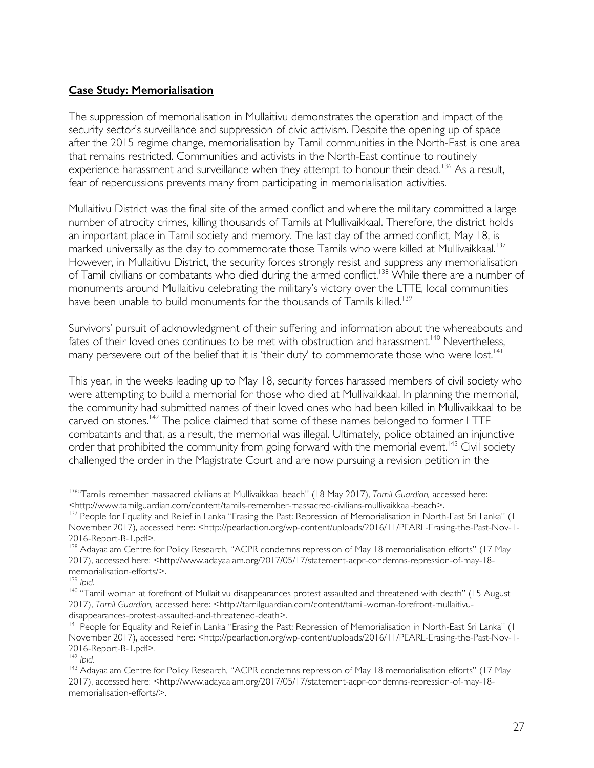## **Case Study: Memorialisation**

The suppression of memorialisation in Mullaitivu demonstrates the operation and impact of the security sector's surveillance and suppression of civic activism. Despite the opening up of space after the 2015 regime change, memorialisation by Tamil communities in the North-East is one area that remains restricted. Communities and activists in the North-East continue to routinely experience harassment and surveillance when they attempt to honour their dead.[136] As a result, fear of repercussions prevents many from participating in memorialisation activities.

Mullaitivu District was the final site of the armed conflict and where the military committed a large number of atrocity crimes, killing thousands of Tamils at Mullivaikkaal. Therefore, the district holds an important place in Tamil society and memory. The last day of the armed conflict, May 18, is marked universally as the day to commemorate those Tamils who were killed at Mullivaikkaal.[137] However, in Mullaitivu District, the security forces strongly resist and suppress any memorialisation of Tamil civilians or combatants who died during the armed conflict.[138] While there are a number of monuments around Mullaitivu celebrating the military's victory over the LTTE, local communities have been unable to build monuments for the thousands of Tamils killed.[139]

Survivors' pursuit of acknowledgment of their suffering and information about the whereabouts and fates of their loved ones continues to be met with obstruction and harassment.[140] Nevertheless, many persevere out of the belief that it is 'their duty' to commemorate those who were lost.[141]

This year, in the weeks leading up to May 18, security forces harassed members of civil society who were attempting to build a memorial for those who died at Mullivaikkaal. In planning the memorial, the community had submitted names of their loved ones who had been killed in Mullivaikkaal to be carved on stones.[142] The police claimed that some of these names belonged to former LTTE combatants and that, as a result, the memorial was illegal. Ultimately, police obtained an injunctive order that prohibited the community from going forward with the memorial event.[143] Civil society challenged the order in the Magistrate Court and are now pursuing a revision petition in the

---

[136] "Tamils remember massacred civilians at Mullivaikkaal beach" (18 May 2017), *Tamil Guardian,* accessed here: <http://www.tamilguardian.com/content/tamils-remember-massacred-civilians-mullivaikkaal-beach>.

[137] People for Equality and Relief in Lanka "Erasing the Past: Repression of Memorialisation in North-East Sri Lanka" (1 November 2017), accessed here: <http://pearlaction.org/wp-content/uploads/2016/11/PEARL-Erasing-the-Past-Nov-1-2016-Report-B-1.pdf>.

[138] Adayaalam Centre for Policy Research, "ACPR condemns repression of May 18 memorialisation efforts" (17 May 2017), accessed here: <http://www.adayaalam.org/2017/05/17/statement-acpr-condemns-repression-of-may-18-memorialisation-efforts/>.

[139] *Ibid*.

[140] "Tamil woman at forefront of Mullaitivu disappearances protest assaulted and threatened with death" (15 August 2017), *Tamil Guardian,* accessed here: <http://tamilguardian.com/content/tamil-woman-forefront-mullaitivu-disappearances-protest-assaulted-and-threatened-death>.

[141] People for Equality and Relief in Lanka "Erasing the Past: Repression of Memorialisation in North-East Sri Lanka" (1 November 2017), accessed here: <http://pearlaction.org/wp-content/uploads/2016/11/PEARL-Erasing-the-Past-Nov-1-2016-Report-B-1.pdf>.

[142] *Ibid*.

[143] Adayaalam Centre for Policy Research, "ACPR condemns repression of May 18 memorialisation efforts" (17 May 2017), accessed here: <http://www.adayaalam.org/2017/05/17/statement-acpr-condemns-repression-of-may-18-memorialisation-efforts/>.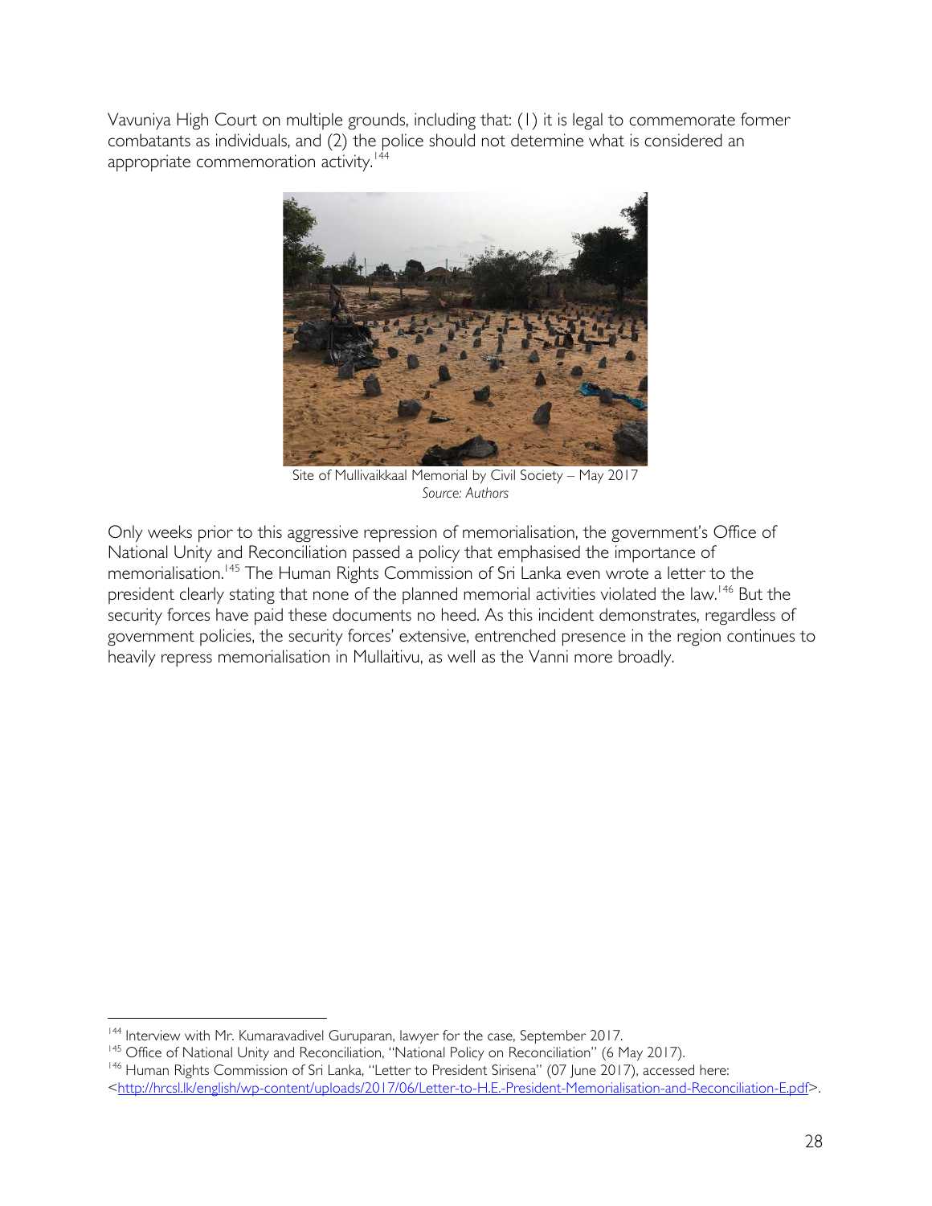Vavuniya High Court on multiple grounds, including that: (1) it is legal to commemorate former combatants as individuals, and (2) the police should not determine what is considered an appropriate commemoration activity.[144]

Site of Mullivaikkaal Memorial by Civil Society – May 2017
*Source: Authors*

Only weeks prior to this aggressive repression of memorialisation, the government's Office of National Unity and Reconciliation passed a policy that emphasised the importance of memorialisation.[145] The Human Rights Commission of Sri Lanka even wrote a letter to the president clearly stating that none of the planned memorial activities violated the law.[146] But the security forces have paid these documents no heed. As this incident demonstrates, regardless of government policies, the security forces' extensive, entrenched presence in the region continues to heavily repress memorialisation in Mullaitivu, as well as the Vanni more broadly.

---

[144] Interview with Mr. Kumaravadivel Guruparan, lawyer for the case, September 2017.

[145] Office of National Unity and Reconciliation, "National Policy on Reconciliation" (6 May 2017).

[146] Human Rights Commission of Sri Lanka, "Letter to President Sirisena" (07 June 2017), accessed here: <http://hrcsl.lk/english/wp-content/uploads/2017/06/Letter-to-H.E.-President-Memorialisation-and-Reconciliation-E.pdf>.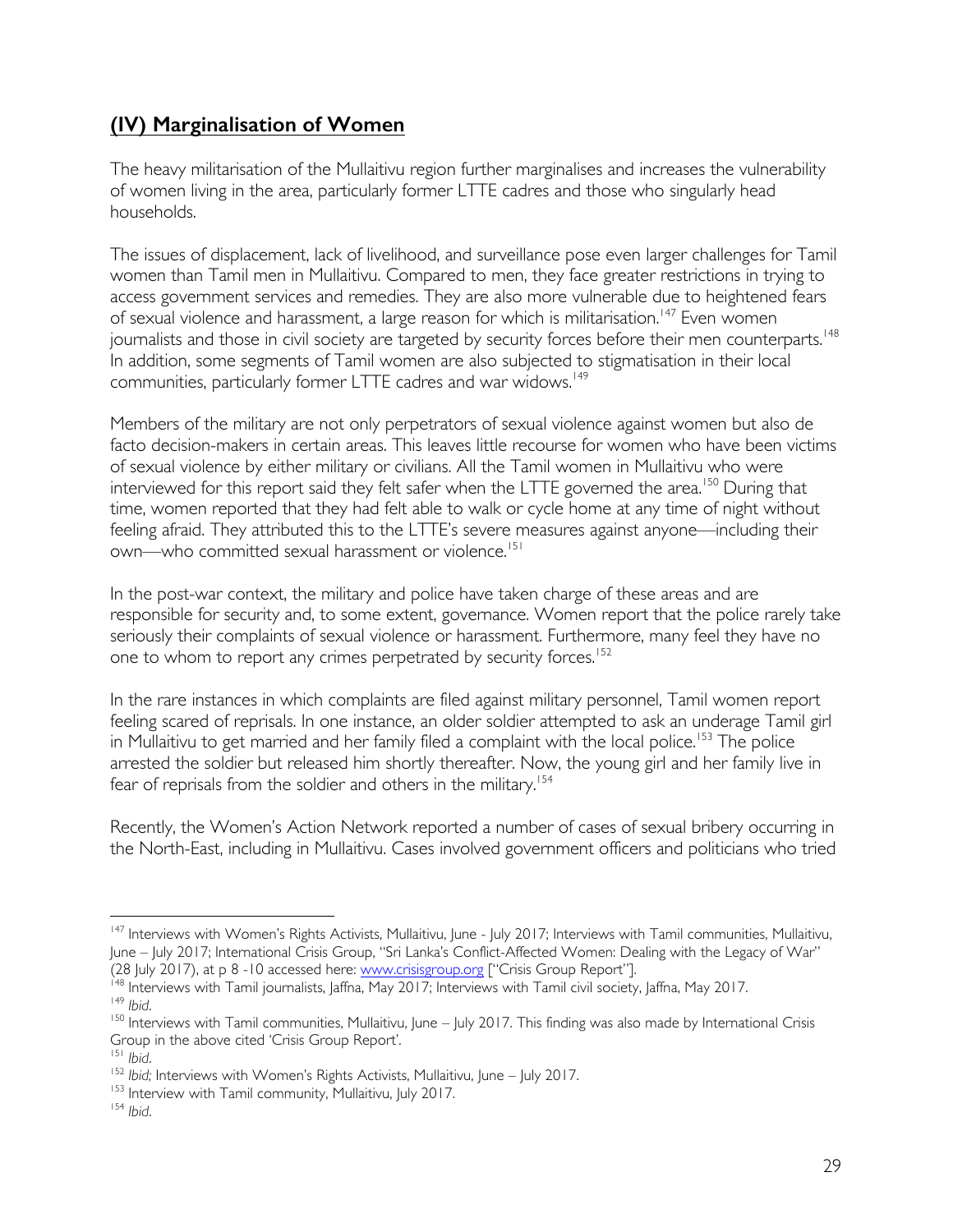## **(IV) Marginalisation of Women**

The heavy militarisation of the Mullaitivu region further marginalises and increases the vulnerability of women living in the area, particularly former LTTE cadres and those who singularly head households.

The issues of displacement, lack of livelihood, and surveillance pose even larger challenges for Tamil women than Tamil men in Mullaitivu. Compared to men, they face greater restrictions in trying to access government services and remedies. They are also more vulnerable due to heightened fears of sexual violence and harassment, a large reason for which is militarisation.[147] Even women journalists and those in civil society are targeted by security forces before their men counterparts.[148] In addition, some segments of Tamil women are also subjected to stigmatisation in their local communities, particularly former LTTE cadres and war widows.[149]

Members of the military are not only perpetrators of sexual violence against women but also de facto decision-makers in certain areas. This leaves little recourse for women who have been victims of sexual violence by either military or civilians. All the Tamil women in Mullaitivu who were interviewed for this report said they felt safer when the LTTE governed the area.[150] During that time, women reported that they had felt able to walk or cycle home at any time of night without feeling afraid. They attributed this to the LTTE's severe measures against anyone—including their own—who committed sexual harassment or violence.[151]

In the post-war context, the military and police have taken charge of these areas and are responsible for security and, to some extent, governance. Women report that the police rarely take seriously their complaints of sexual violence or harassment. Furthermore, many feel they have no one to whom to report any crimes perpetrated by security forces.[152]

In the rare instances in which complaints are filed against military personnel, Tamil women report feeling scared of reprisals. In one instance, an older soldier attempted to ask an underage Tamil girl in Mullaitivu to get married and her family filed a complaint with the local police.[153] The police arrested the soldier but released him shortly thereafter. Now, the young girl and her family live in fear of reprisals from the soldier and others in the military.[154]

Recently, the Women's Action Network reported a number of cases of sexual bribery occurring in the North-East, including in Mullaitivu. Cases involved government officers and politicians who tried

---

[147] Interviews with Women's Rights Activists, Mullaitivu, June - July 2017; Interviews with Tamil communities, Mullaitivu, June – July 2017; International Crisis Group, "Sri Lanka's Conflict-Affected Women: Dealing with the Legacy of War" (28 July 2017), at p 8 -10 accessed here: www.crisisgroup.org ["Crisis Group Report"].

[148] Interviews with Tamil journalists, Jaffna, May 2017; Interviews with Tamil civil society, Jaffna, May 2017.

[149] *Ibid*.

[150] Interviews with Tamil communities, Mullaitivu, June – July 2017. This finding was also made by International Crisis Group in the above cited 'Crisis Group Report'.

[151] *Ibid*.

[152] *Ibid;* Interviews with Women's Rights Activists, Mullaitivu, June – July 2017.

[153] Interview with Tamil community, Mullaitivu, July 2017.

[154] *Ibid*.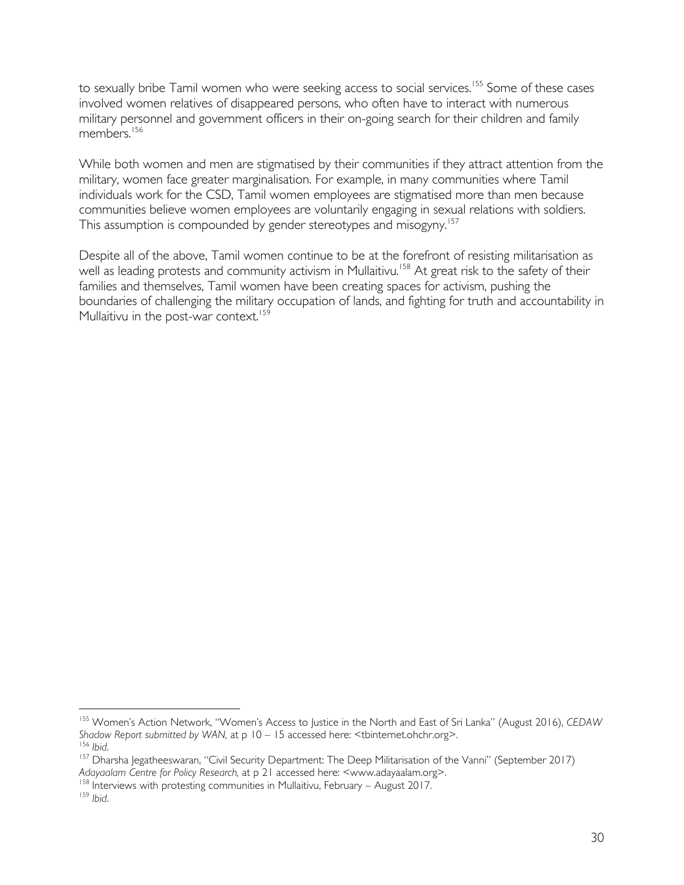to sexually bribe Tamil women who were seeking access to social services.[155] Some of these cases involved women relatives of disappeared persons, who often have to interact with numerous military personnel and government officers in their on-going search for their children and family members.[156]

While both women and men are stigmatised by their communities if they attract attention from the military, women face greater marginalisation. For example, in many communities where Tamil individuals work for the CSD, Tamil women employees are stigmatised more than men because communities believe women employees are voluntarily engaging in sexual relations with soldiers. This assumption is compounded by gender stereotypes and misogyny.[157]

Despite all of the above, Tamil women continue to be at the forefront of resisting militarisation as well as leading protests and community activism in Mullaitivu.[158] At great risk to the safety of their families and themselves, Tamil women have been creating spaces for activism, pushing the boundaries of challenging the military occupation of lands, and fighting for truth and accountability in Mullaitivu in the post-war context.[159]

---

[155] Women's Action Network, "Women's Access to Justice in the North and East of Sri Lanka" (August 2016), *CEDAW Shadow Report submitted by WAN,* at p 10 – 15 accessed here: <tbinternet.ohchr.org>.

[156] *Ibid*.

[157] Dharsha Jegatheeswaran, "Civil Security Department: The Deep Militarisation of the Vanni" (September 2017) *Adayaalam Centre for Policy Research,* at p 21 accessed here: <www.adayaalam.org>.

[158] Interviews with protesting communities in Mullaitivu, February – August 2017.

[159] *Ibid*.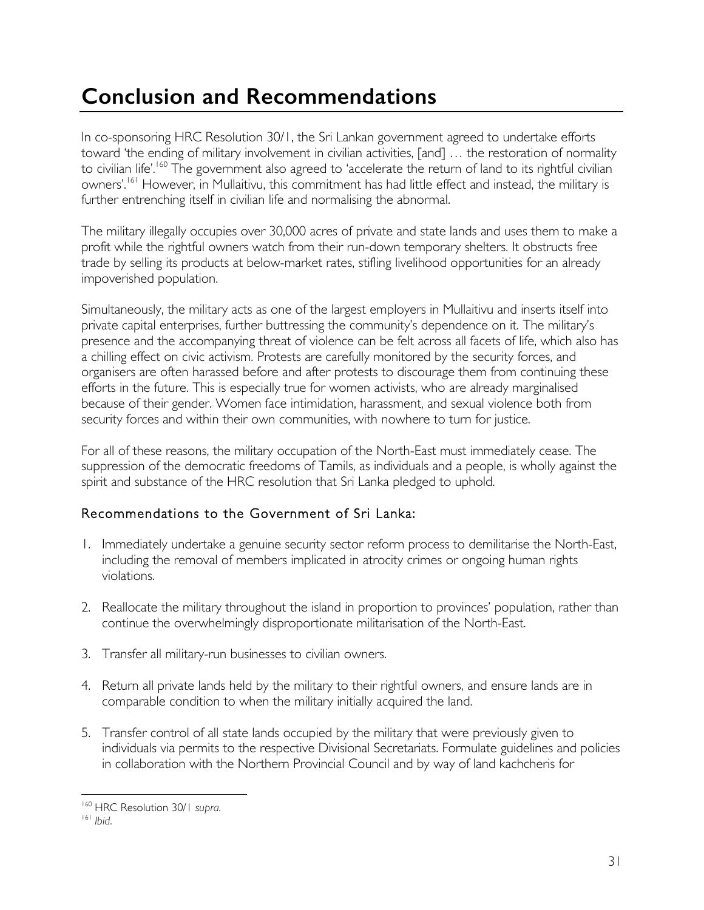# Conclusion and Recommendations

In co-sponsoring HRC Resolution 30/1, the Sri Lankan government agreed to undertake efforts toward 'the ending of military involvement in civilian activities, [and] … the restoration of normality to civilian life'.[160] The government also agreed to 'accelerate the return of land to its rightful civilian owners'.[161] However, in Mullaitivu, this commitment has had little effect and instead, the military is further entrenching itself in civilian life and normalising the abnormal.

The military illegally occupies over 30,000 acres of private and state lands and uses them to make a profit while the rightful owners watch from their run-down temporary shelters. It obstructs free trade by selling its products at below-market rates, stifling livelihood opportunities for an already impoverished population.

Simultaneously, the military acts as one of the largest employers in Mullaitivu and inserts itself into private capital enterprises, further buttressing the community's dependence on it. The military's presence and the accompanying threat of violence can be felt across all facets of life, which also has a chilling effect on civic activism. Protests are carefully monitored by the security forces, and organisers are often harassed before and after protests to discourage them from continuing these efforts in the future. This is especially true for women activists, who are already marginalised because of their gender. Women face intimidation, harassment, and sexual violence both from security forces and within their own communities, with nowhere to turn for justice.

For all of these reasons, the military occupation of the North-East must immediately cease. The suppression of the democratic freedoms of Tamils, as individuals and a people, is wholly against the spirit and substance of the HRC resolution that Sri Lanka pledged to uphold.

### Recommendations to the Government of Sri Lanka:

1. Immediately undertake a genuine security sector reform process to demilitarise the North-East, including the removal of members implicated in atrocity crimes or ongoing human rights violations.

2. Reallocate the military throughout the island in proportion to provinces' population, rather than continue the overwhelmingly disproportionate militarisation of the North-East.

3. Transfer all military-run businesses to civilian owners.

4. Return all private lands held by the military to their rightful owners, and ensure lands are in comparable condition to when the military initially acquired the land.

5. Transfer control of all state lands occupied by the military that were previously given to individuals via permits to the respective Divisional Secretariats. Formulate guidelines and policies in collaboration with the Northern Provincial Council and by way of land kachcheris for

---

[160] HRC Resolution 30/1 *supra.*

[161] *Ibid.*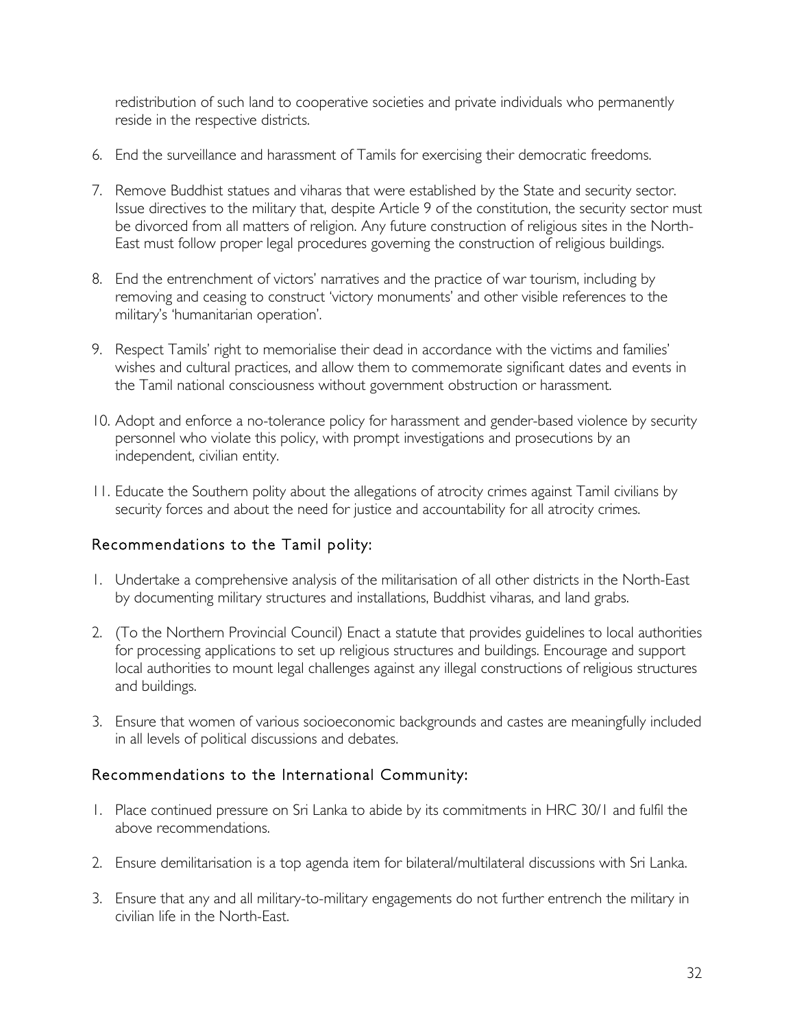redistribution of such land to cooperative societies and private individuals who permanently reside in the respective districts.

6. End the surveillance and harassment of Tamils for exercising their democratic freedoms.

7. Remove Buddhist statues and viharas that were established by the State and security sector. Issue directives to the military that, despite Article 9 of the constitution, the security sector must be divorced from all matters of religion. Any future construction of religious sites in the North-East must follow proper legal procedures governing the construction of religious buildings.

8. End the entrenchment of victors' narratives and the practice of war tourism, including by removing and ceasing to construct 'victory monuments' and other visible references to the military's 'humanitarian operation'.

9. Respect Tamils' right to memorialise their dead in accordance with the victims and families' wishes and cultural practices, and allow them to commemorate significant dates and events in the Tamil national consciousness without government obstruction or harassment.

10. Adopt and enforce a no-tolerance policy for harassment and gender-based violence by security personnel who violate this policy, with prompt investigations and prosecutions by an independent, civilian entity.

11. Educate the Southern polity about the allegations of atrocity crimes against Tamil civilians by security forces and about the need for justice and accountability for all atrocity crimes.

### Recommendations to the Tamil polity:

1. Undertake a comprehensive analysis of the militarisation of all other districts in the North-East by documenting military structures and installations, Buddhist viharas, and land grabs.

2. (To the Northern Provincial Council) Enact a statute that provides guidelines to local authorities for processing applications to set up religious structures and buildings. Encourage and support local authorities to mount legal challenges against any illegal constructions of religious structures and buildings.

3. Ensure that women of various socioeconomic backgrounds and castes are meaningfully included in all levels of political discussions and debates.

### Recommendations to the International Community:

1. Place continued pressure on Sri Lanka to abide by its commitments in HRC 30/1 and fulfil the above recommendations.

2. Ensure demilitarisation is a top agenda item for bilateral/multilateral discussions with Sri Lanka.

3. Ensure that any and all military-to-military engagements do not further entrench the military in civilian life in the North-East.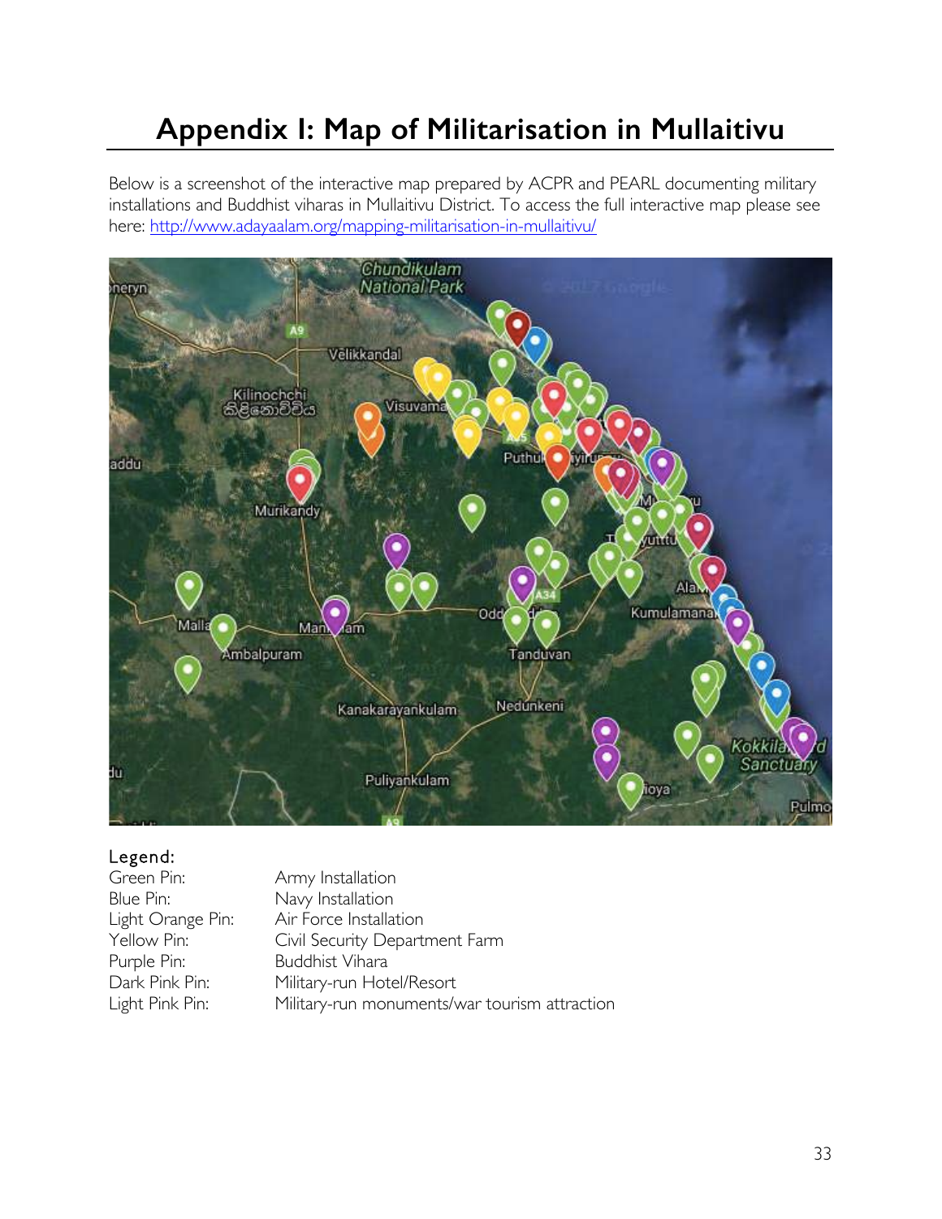# Appendix I: Map of Militarisation in Mullaitivu

Below is a screenshot of the interactive map prepared by ACPR and PEARL documenting military installations and Buddhist viharas in Mullaitivu District. To access the full interactive map please see here: [http://www.adayaalam.org/mapping-militarisation-in-mullaitivu/](http://www.adayaalam.org/mapping-militarisation-in-mullaitivu/)

Legend:

| | |
|---|---|
| Green Pin: | Army Installation |
| Blue Pin: | Navy Installation |
| Light Orange Pin: | Air Force Installation |
| Yellow Pin: | Civil Security Department Farm |
| Purple Pin: | Buddhist Vihara |
| Dark Pink Pin: | Military-run Hotel/Resort |
| Light Pink Pin: | Military-run monuments/war tourism attraction |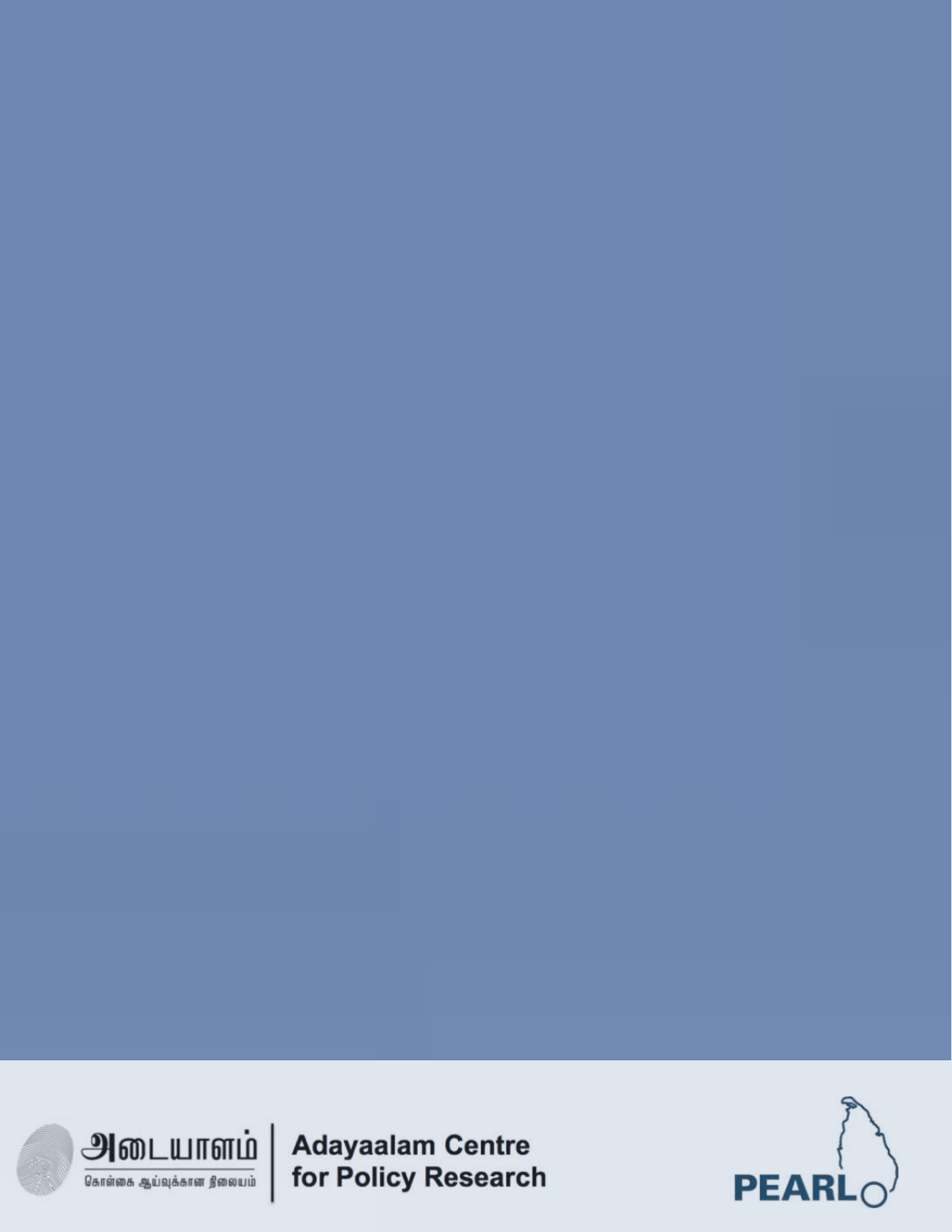அடையாளம்
கொள்கை ஆய்வுக்கான நிலையம்

Adayaalam Centre
for Policy Research

PEARL